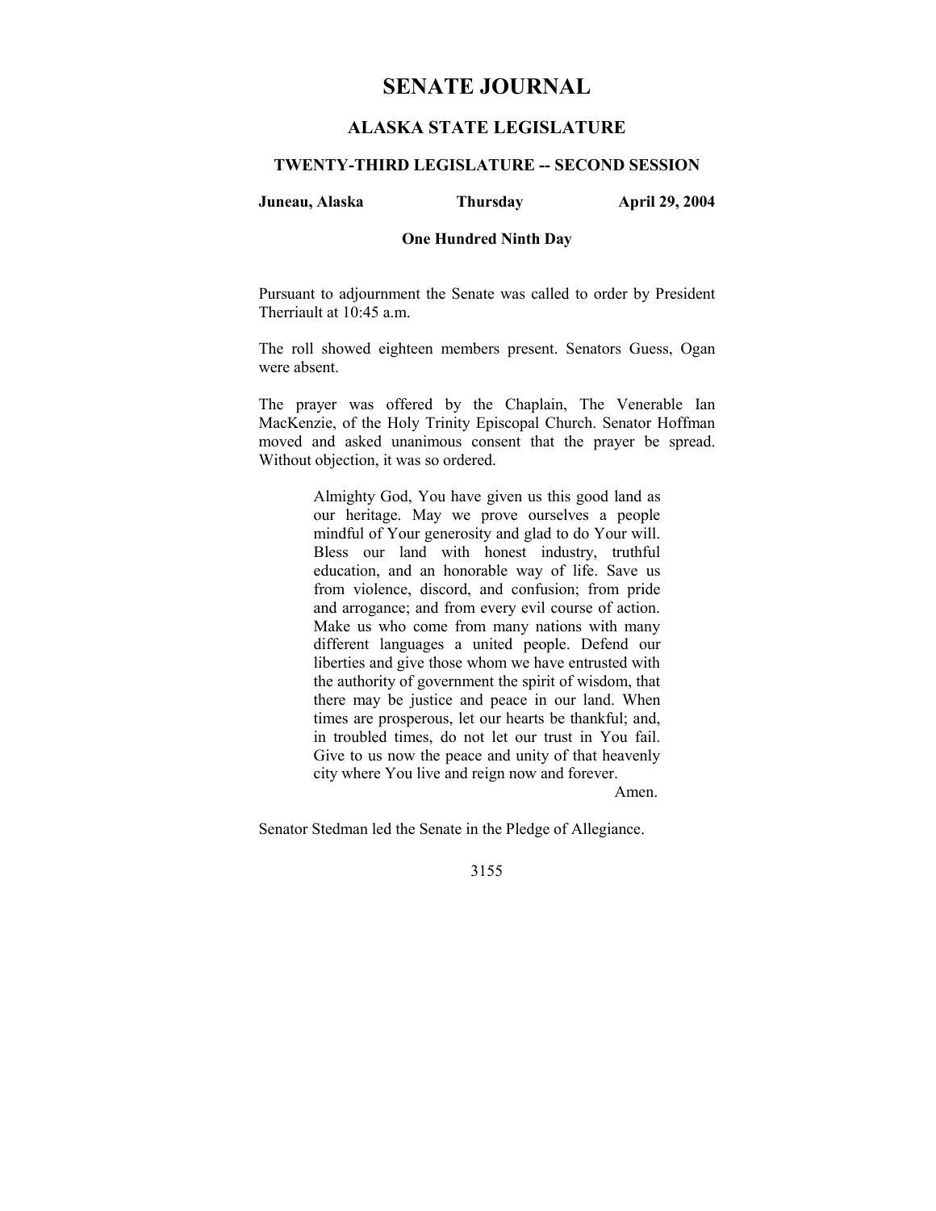# SENATE JOURNAL

## ALASKA STATE LEGISLATURE

### TWENTY-THIRD LEGISLATURE -- SECOND SESSION

**Juneau, Alaska** **Thursday** **April 29, 2004**

**One Hundred Ninth Day**

Pursuant to adjournment the Senate was called to order by President Therriault at 10:45 a.m.

The roll showed eighteen members present. Senators Guess, Ogan were absent.

The prayer was offered by the Chaplain, The Venerable Ian MacKenzie, of the Holy Trinity Episcopal Church. Senator Hoffman moved and asked unanimous consent that the prayer be spread. Without objection, it was so ordered.

> Almighty God, You have given us this good land as our heritage. May we prove ourselves a people mindful of Your generosity and glad to do Your will. Bless our land with honest industry, truthful education, and an honorable way of life. Save us from violence, discord, and confusion; from pride and arrogance; and from every evil course of action. Make us who come from many nations with many different languages a united people. Defend our liberties and give those whom we have entrusted with the authority of government the spirit of wisdom, that there may be justice and peace in our land. When times are prosperous, let our hearts be thankful; and, in troubled times, do not let our trust in You fail. Give to us now the peace and unity of that heavenly city where You live and reign now and forever.
>
> Amen.

Senator Stedman led the Senate in the Pledge of Allegiance.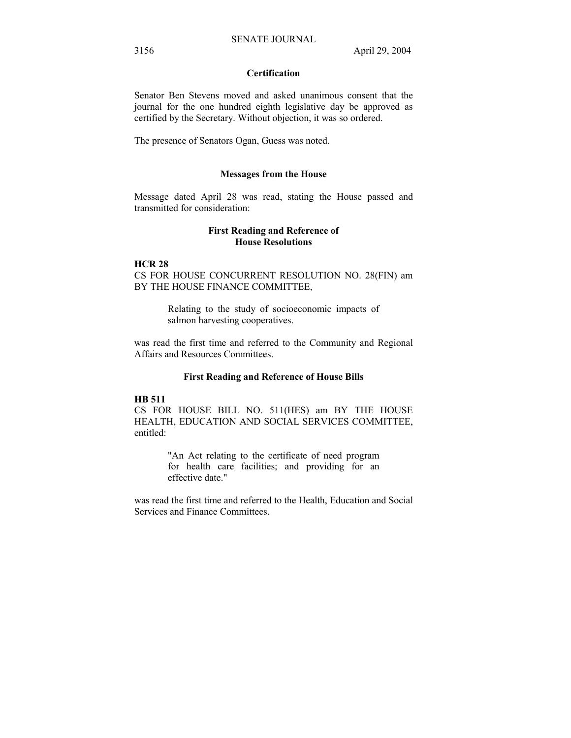## Certification

Senator Ben Stevens moved and asked unanimous consent that the journal for the one hundred eighth legislative day be approved as certified by the Secretary. Without objection, it was so ordered.

The presence of Senators Ogan, Guess was noted.

## Messages from the House

Message dated April 28 was read, stating the House passed and transmitted for consideration:

### First Reading and Reference of House Resolutions

**HCR 28**

CS FOR HOUSE CONCURRENT RESOLUTION NO. 28(FIN) am BY THE HOUSE FINANCE COMMITTEE,

> Relating to the study of socioeconomic impacts of salmon harvesting cooperatives.

was read the first time and referred to the Community and Regional Affairs and Resources Committees.

### First Reading and Reference of House Bills

**HB 511**

CS FOR HOUSE BILL NO. 511(HES) am BY THE HOUSE HEALTH, EDUCATION AND SOCIAL SERVICES COMMITTEE, entitled:

> "An Act relating to the certificate of need program for health care facilities; and providing for an effective date."

was read the first time and referred to the Health, Education and Social Services and Finance Committees.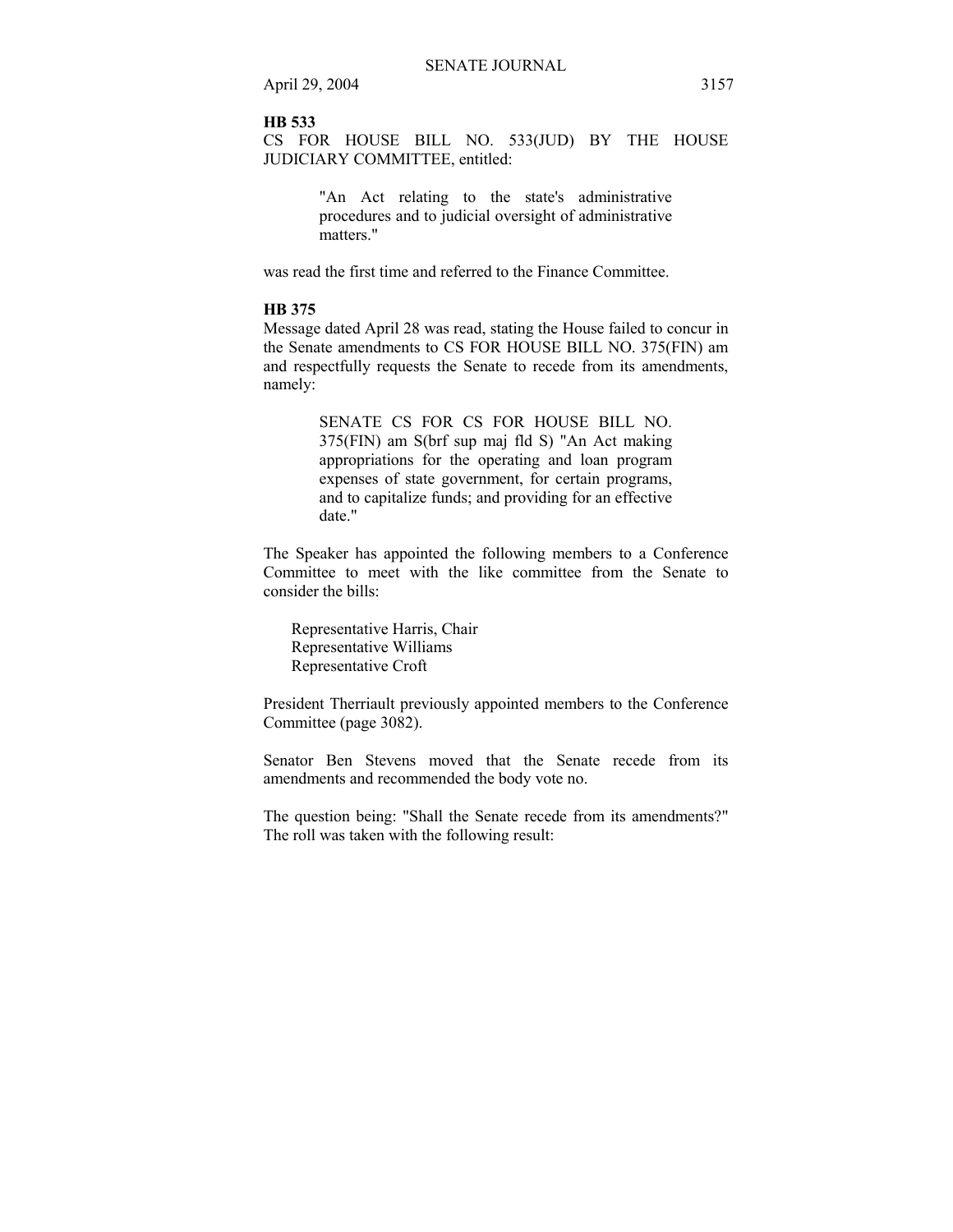**HB 533**

CS FOR HOUSE BILL NO. 533(JUD) BY THE HOUSE JUDICIARY COMMITTEE, entitled:

> "An Act relating to the state's administrative procedures and to judicial oversight of administrative matters."

was read the first time and referred to the Finance Committee.

**HB 375**

Message dated April 28 was read, stating the House failed to concur in the Senate amendments to CS FOR HOUSE BILL NO. 375(FIN) am and respectfully requests the Senate to recede from its amendments, namely:

> SENATE CS FOR CS FOR HOUSE BILL NO. 375(FIN) am S(brf sup maj fld S) "An Act making appropriations for the operating and loan program expenses of state government, for certain programs, and to capitalize funds; and providing for an effective date."

The Speaker has appointed the following members to a Conference Committee to meet with the like committee from the Senate to consider the bills:

Representative Harris, Chair
Representative Williams
Representative Croft

President Therriault previously appointed members to the Conference Committee (page 3082).

Senator Ben Stevens moved that the Senate recede from its amendments and recommended the body vote no.

The question being: "Shall the Senate recede from its amendments?" The roll was taken with the following result: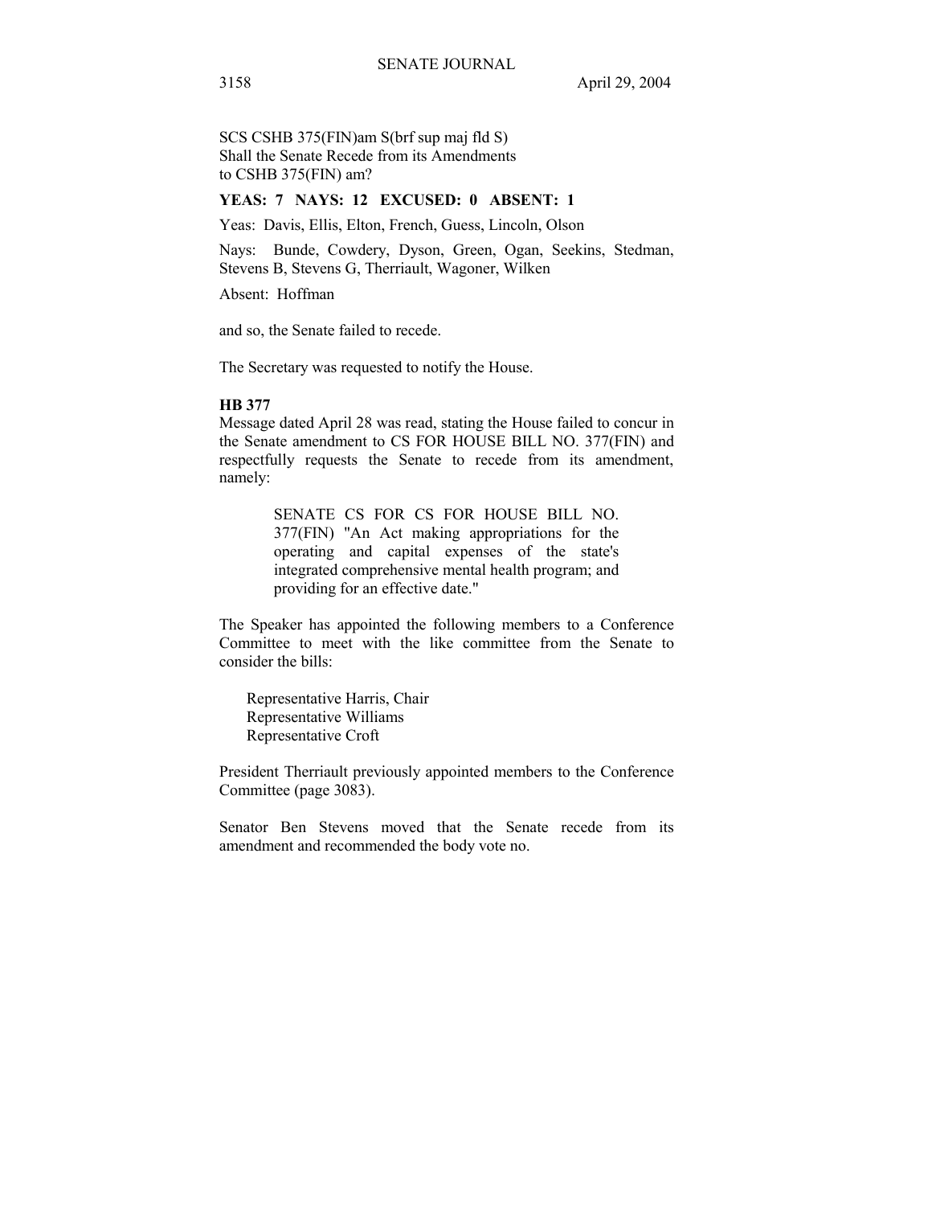SCS CSHB 375(FIN)am S(brf sup maj fld S)
Shall the Senate Recede from its Amendments
to CSHB 375(FIN) am?

**YEAS: 7 NAYS: 12 EXCUSED: 0 ABSENT: 1**

Yeas: Davis, Ellis, Elton, French, Guess, Lincoln, Olson

Nays: Bunde, Cowdery, Dyson, Green, Ogan, Seekins, Stedman, Stevens B, Stevens G, Therriault, Wagoner, Wilken

Absent: Hoffman

and so, the Senate failed to recede.

The Secretary was requested to notify the House.

**HB 377**

Message dated April 28 was read, stating the House failed to concur in the Senate amendment to CS FOR HOUSE BILL NO. 377(FIN) and respectfully requests the Senate to recede from its amendment, namely:

> SENATE CS FOR CS FOR HOUSE BILL NO. 377(FIN) "An Act making appropriations for the operating and capital expenses of the state's integrated comprehensive mental health program; and providing for an effective date."

The Speaker has appointed the following members to a Conference Committee to meet with the like committee from the Senate to consider the bills:

Representative Harris, Chair
Representative Williams
Representative Croft

President Therriault previously appointed members to the Conference Committee (page 3083).

Senator Ben Stevens moved that the Senate recede from its amendment and recommended the body vote no.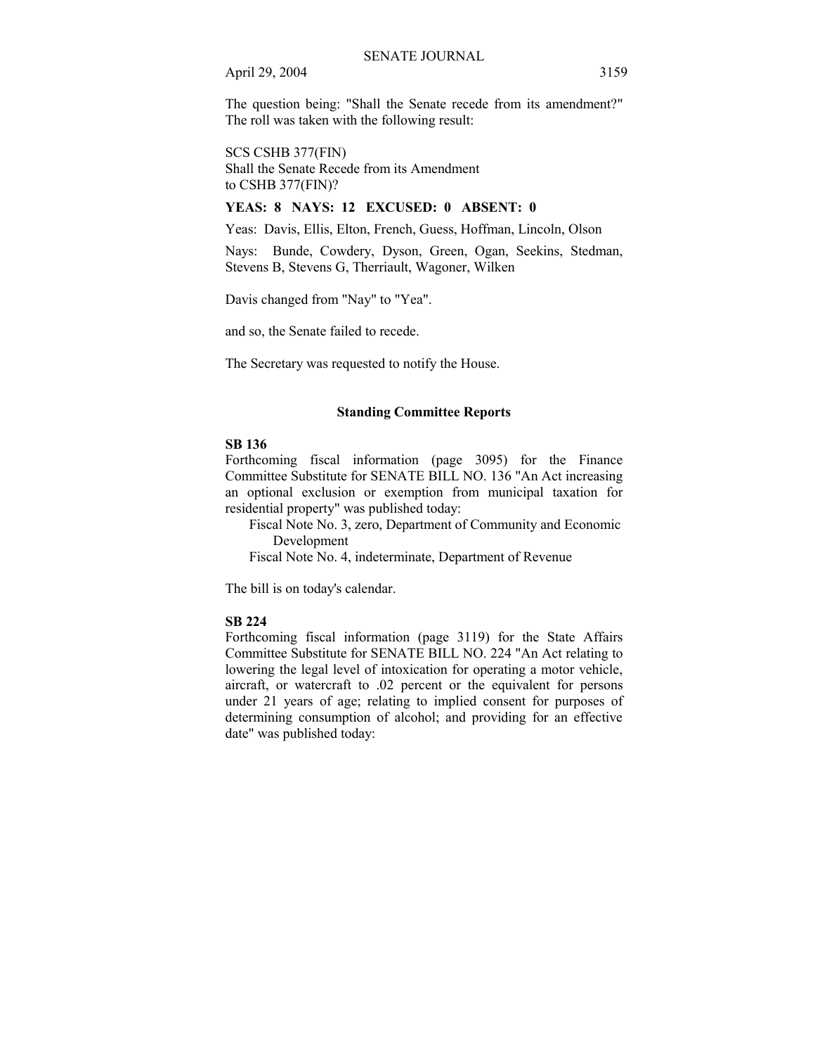The question being: "Shall the Senate recede from its amendment?" The roll was taken with the following result:

SCS CSHB 377(FIN)
Shall the Senate Recede from its Amendment
to CSHB 377(FIN)?

**YEAS: 8 NAYS: 12 EXCUSED: 0 ABSENT: 0**

Yeas: Davis, Ellis, Elton, French, Guess, Hoffman, Lincoln, Olson

Nays: Bunde, Cowdery, Dyson, Green, Ogan, Seekins, Stedman, Stevens B, Stevens G, Therriault, Wagoner, Wilken

Davis changed from "Nay" to "Yea".

and so, the Senate failed to recede.

The Secretary was requested to notify the House.

### Standing Committee Reports

**SB 136**

Forthcoming fiscal information (page 3095) for the Finance Committee Substitute for SENATE BILL NO. 136 "An Act increasing an optional exclusion or exemption from municipal taxation for residential property" was published today:

Fiscal Note No. 3, zero, Department of Community and Economic Development

Fiscal Note No. 4, indeterminate, Department of Revenue

The bill is on today's calendar.

**SB 224**

Forthcoming fiscal information (page 3119) for the State Affairs Committee Substitute for SENATE BILL NO. 224 "An Act relating to lowering the legal level of intoxication for operating a motor vehicle, aircraft, or watercraft to .02 percent or the equivalent for persons under 21 years of age; relating to implied consent for purposes of determining consumption of alcohol; and providing for an effective date" was published today: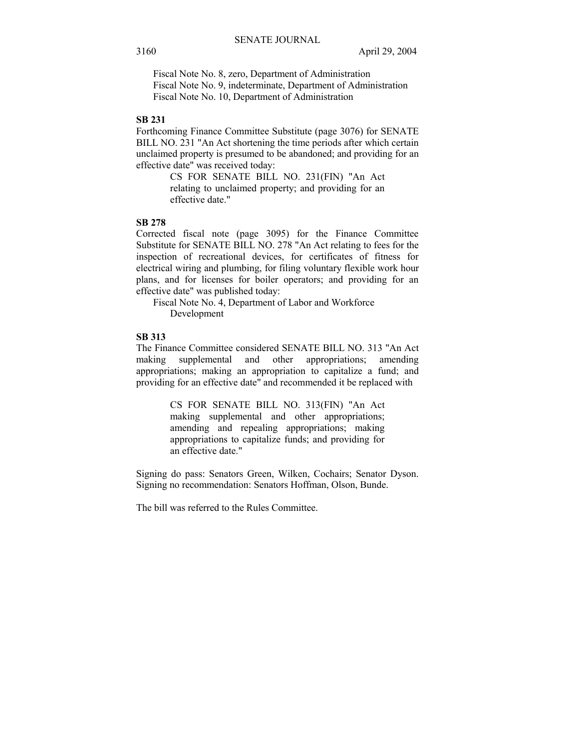Fiscal Note No. 8, zero, Department of Administration
Fiscal Note No. 9, indeterminate, Department of Administration
Fiscal Note No. 10, Department of Administration

**SB 231**

Forthcoming Finance Committee Substitute (page 3076) for SENATE BILL NO. 231 "An Act shortening the time periods after which certain unclaimed property is presumed to be abandoned; and providing for an effective date" was received today:

> CS FOR SENATE BILL NO. 231(FIN) "An Act relating to unclaimed property; and providing for an effective date."

**SB 278**

Corrected fiscal note (page 3095) for the Finance Committee Substitute for SENATE BILL NO. 278 "An Act relating to fees for the inspection of recreational devices, for certificates of fitness for electrical wiring and plumbing, for filing voluntary flexible work hour plans, and for licenses for boiler operators; and providing for an effective date" was published today:

Fiscal Note No. 4, Department of Labor and Workforce Development

**SB 313**

The Finance Committee considered SENATE BILL NO. 313 "An Act making supplemental and other appropriations; amending appropriations; making an appropriation to capitalize a fund; and providing for an effective date" and recommended it be replaced with

> CS FOR SENATE BILL NO. 313(FIN) "An Act making supplemental and other appropriations; amending and repealing appropriations; making appropriations to capitalize funds; and providing for an effective date."

Signing do pass: Senators Green, Wilken, Cochairs; Senator Dyson. Signing no recommendation: Senators Hoffman, Olson, Bunde.

The bill was referred to the Rules Committee.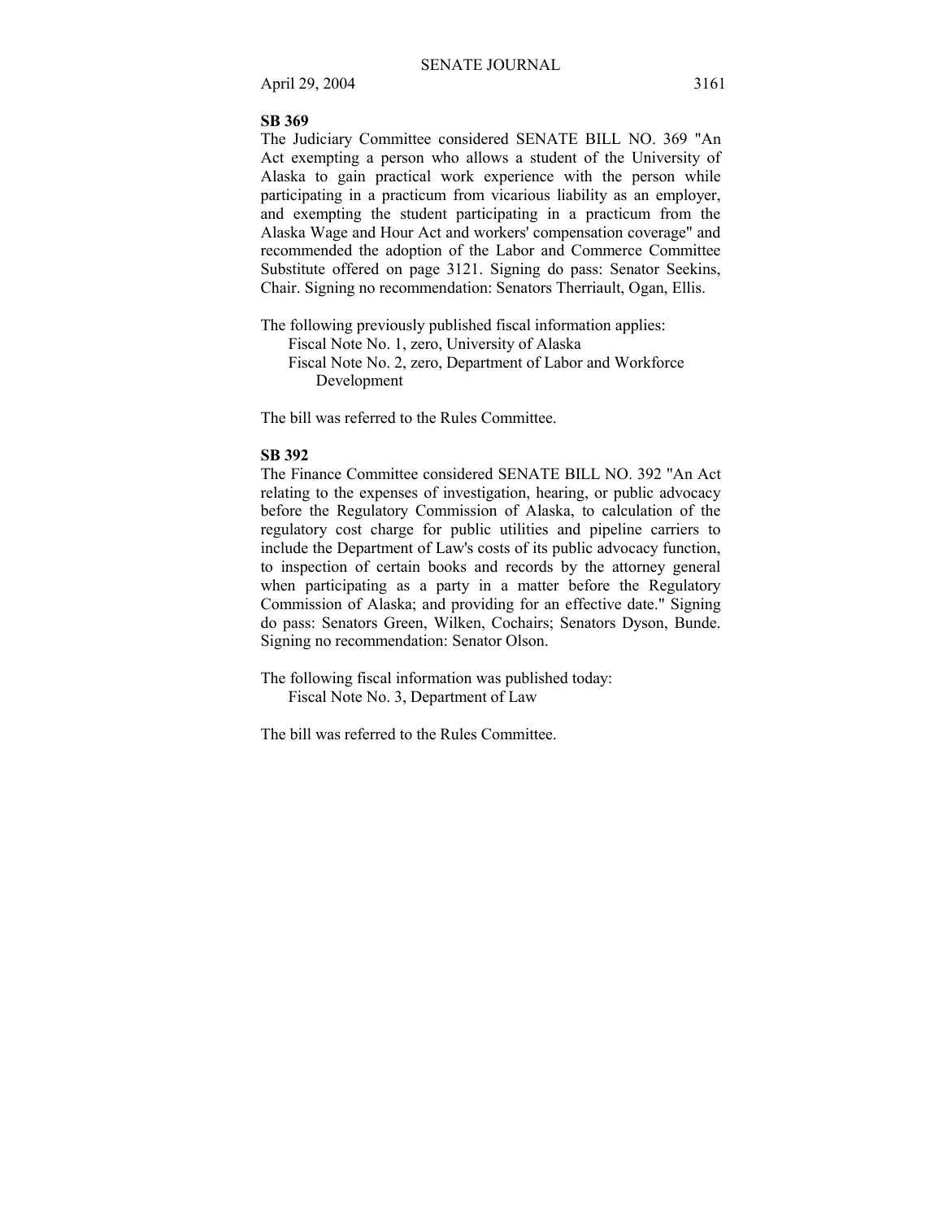**SB 369**

The Judiciary Committee considered SENATE BILL NO. 369 "An Act exempting a person who allows a student of the University of Alaska to gain practical work experience with the person while participating in a practicum from vicarious liability as an employer, and exempting the student participating in a practicum from the Alaska Wage and Hour Act and workers' compensation coverage" and recommended the adoption of the Labor and Commerce Committee Substitute offered on page 3121. Signing do pass: Senator Seekins, Chair. Signing no recommendation: Senators Therriault, Ogan, Ellis.

The following previously published fiscal information applies:

Fiscal Note No. 1, zero, University of Alaska
Fiscal Note No. 2, zero, Department of Labor and Workforce Development

The bill was referred to the Rules Committee.

**SB 392**

The Finance Committee considered SENATE BILL NO. 392 "An Act relating to the expenses of investigation, hearing, or public advocacy before the Regulatory Commission of Alaska, to calculation of the regulatory cost charge for public utilities and pipeline carriers to include the Department of Law's costs of its public advocacy function, to inspection of certain books and records by the attorney general when participating as a party in a matter before the Regulatory Commission of Alaska; and providing for an effective date." Signing do pass: Senators Green, Wilken, Cochairs; Senators Dyson, Bunde. Signing no recommendation: Senator Olson.

The following fiscal information was published today:

Fiscal Note No. 3, Department of Law

The bill was referred to the Rules Committee.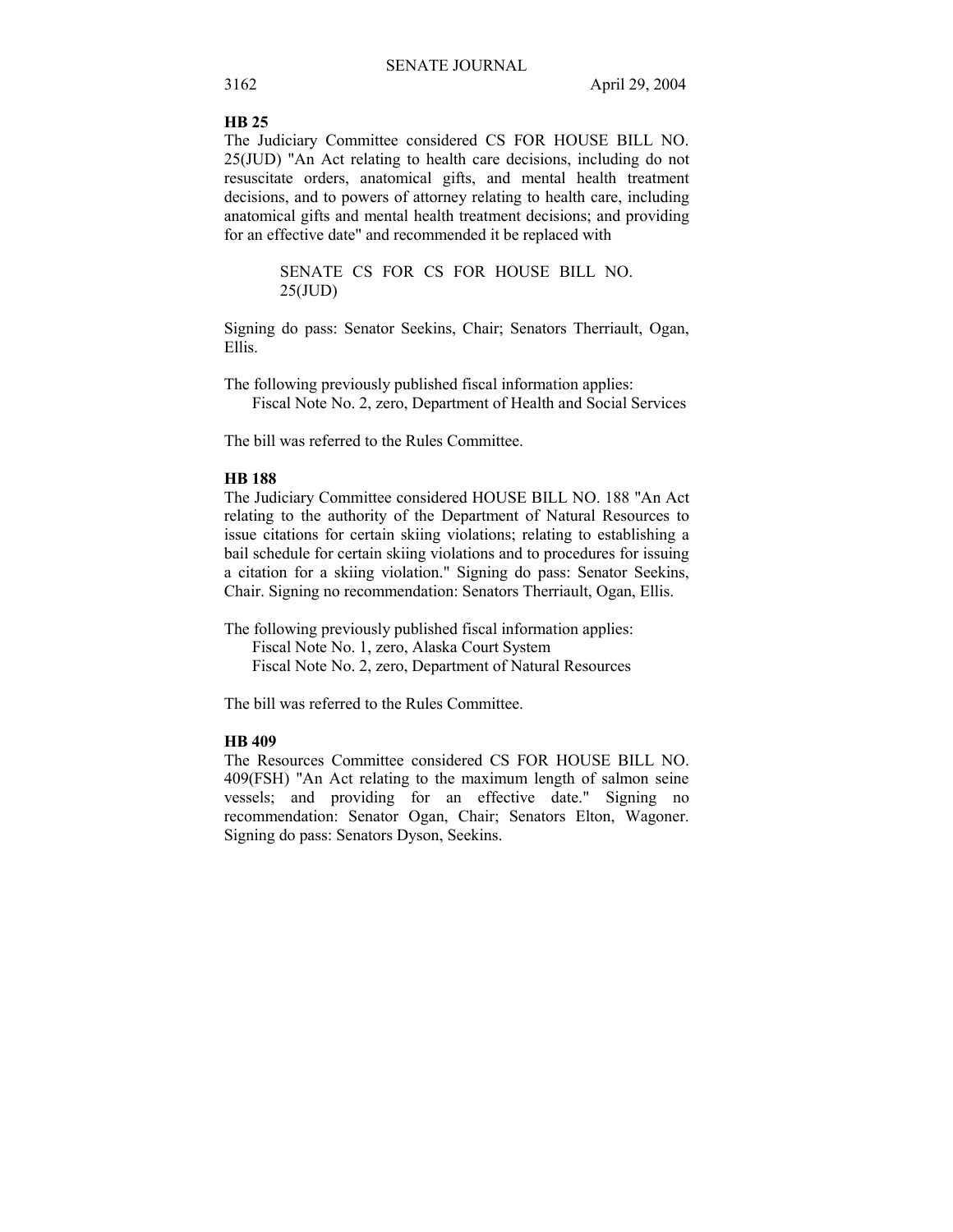**HB 25**

The Judiciary Committee considered CS FOR HOUSE BILL NO. 25(JUD) "An Act relating to health care decisions, including do not resuscitate orders, anatomical gifts, and mental health treatment decisions, and to powers of attorney relating to health care, including anatomical gifts and mental health treatment decisions; and providing for an effective date" and recommended it be replaced with

> SENATE CS FOR CS FOR HOUSE BILL NO. 25(JUD)

Signing do pass: Senator Seekins, Chair; Senators Therriault, Ogan, Ellis.

The following previously published fiscal information applies:
Fiscal Note No. 2, zero, Department of Health and Social Services

The bill was referred to the Rules Committee.

**HB 188**

The Judiciary Committee considered HOUSE BILL NO. 188 "An Act relating to the authority of the Department of Natural Resources to issue citations for certain skiing violations; relating to establishing a bail schedule for certain skiing violations and to procedures for issuing a citation for a skiing violation." Signing do pass: Senator Seekins, Chair. Signing no recommendation: Senators Therriault, Ogan, Ellis.

The following previously published fiscal information applies:
Fiscal Note No. 1, zero, Alaska Court System
Fiscal Note No. 2, zero, Department of Natural Resources

The bill was referred to the Rules Committee.

**HB 409**

The Resources Committee considered CS FOR HOUSE BILL NO. 409(FSH) "An Act relating to the maximum length of salmon seine vessels; and providing for an effective date." Signing no recommendation: Senator Ogan, Chair; Senators Elton, Wagoner. Signing do pass: Senators Dyson, Seekins.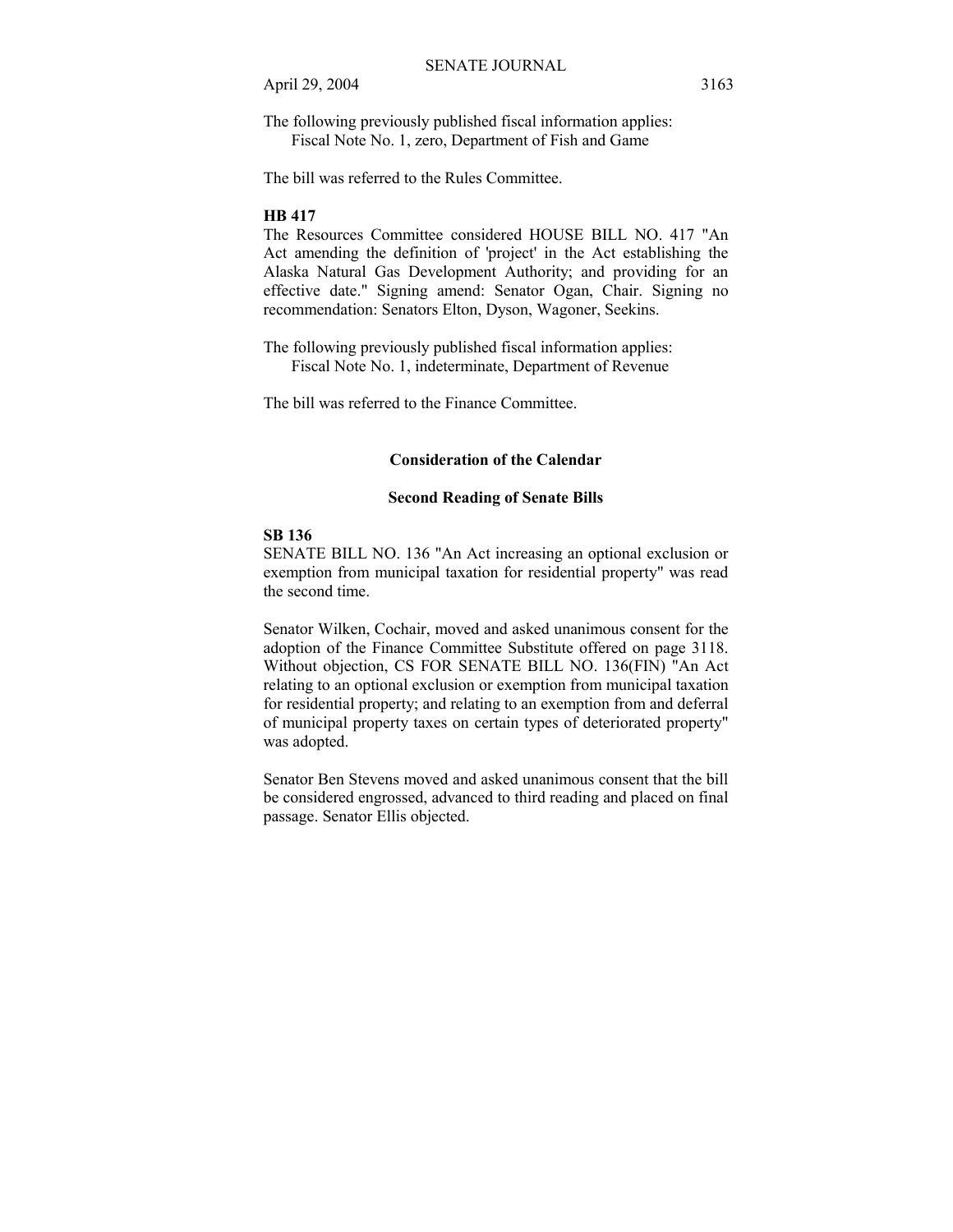The following previously published fiscal information applies:
Fiscal Note No. 1, zero, Department of Fish and Game

The bill was referred to the Rules Committee.

**HB 417**

The Resources Committee considered HOUSE BILL NO. 417 "An Act amending the definition of 'project' in the Act establishing the Alaska Natural Gas Development Authority; and providing for an effective date." Signing amend: Senator Ogan, Chair. Signing no recommendation: Senators Elton, Dyson, Wagoner, Seekins.

The following previously published fiscal information applies:
Fiscal Note No. 1, indeterminate, Department of Revenue

The bill was referred to the Finance Committee.

## Consideration of the Calendar

### Second Reading of Senate Bills

**SB 136**

SENATE BILL NO. 136 "An Act increasing an optional exclusion or exemption from municipal taxation for residential property" was read the second time.

Senator Wilken, Cochair, moved and asked unanimous consent for the adoption of the Finance Committee Substitute offered on page 3118. Without objection, CS FOR SENATE BILL NO. 136(FIN) "An Act relating to an optional exclusion or exemption from municipal taxation for residential property; and relating to an exemption from and deferral of municipal property taxes on certain types of deteriorated property" was adopted.

Senator Ben Stevens moved and asked unanimous consent that the bill be considered engrossed, advanced to third reading and placed on final passage. Senator Ellis objected.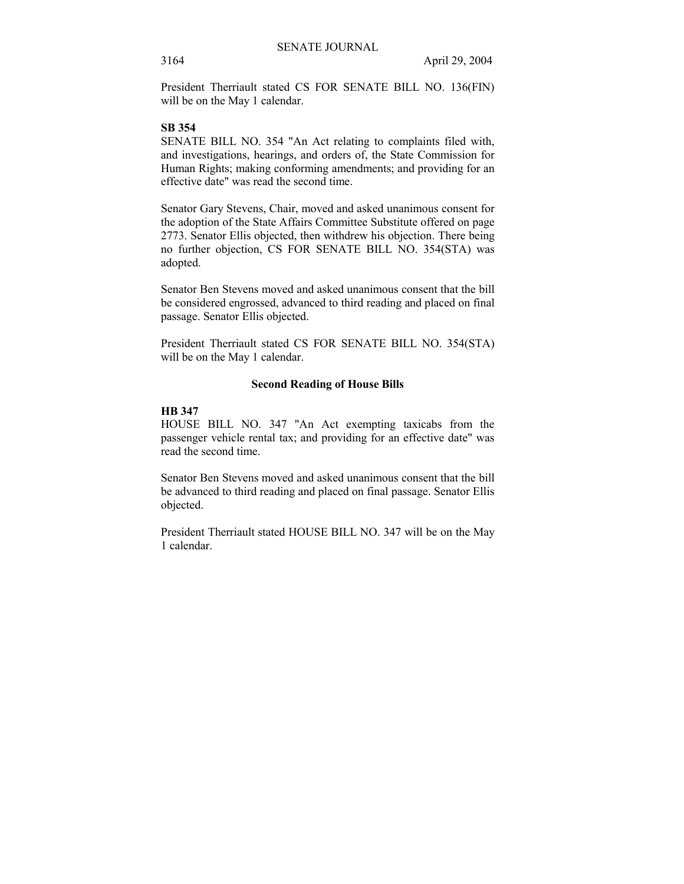President Therriault stated CS FOR SENATE BILL NO. 136(FIN) will be on the May 1 calendar.

**SB 354**

SENATE BILL NO. 354 "An Act relating to complaints filed with, and investigations, hearings, and orders of, the State Commission for Human Rights; making conforming amendments; and providing for an effective date" was read the second time.

Senator Gary Stevens, Chair, moved and asked unanimous consent for the adoption of the State Affairs Committee Substitute offered on page 2773. Senator Ellis objected, then withdrew his objection. There being no further objection, CS FOR SENATE BILL NO. 354(STA) was adopted.

Senator Ben Stevens moved and asked unanimous consent that the bill be considered engrossed, advanced to third reading and placed on final passage. Senator Ellis objected.

President Therriault stated CS FOR SENATE BILL NO. 354(STA) will be on the May 1 calendar.

## Second Reading of House Bills

**HB 347**

HOUSE BILL NO. 347 "An Act exempting taxicabs from the passenger vehicle rental tax; and providing for an effective date" was read the second time.

Senator Ben Stevens moved and asked unanimous consent that the bill be advanced to third reading and placed on final passage. Senator Ellis objected.

President Therriault stated HOUSE BILL NO. 347 will be on the May 1 calendar.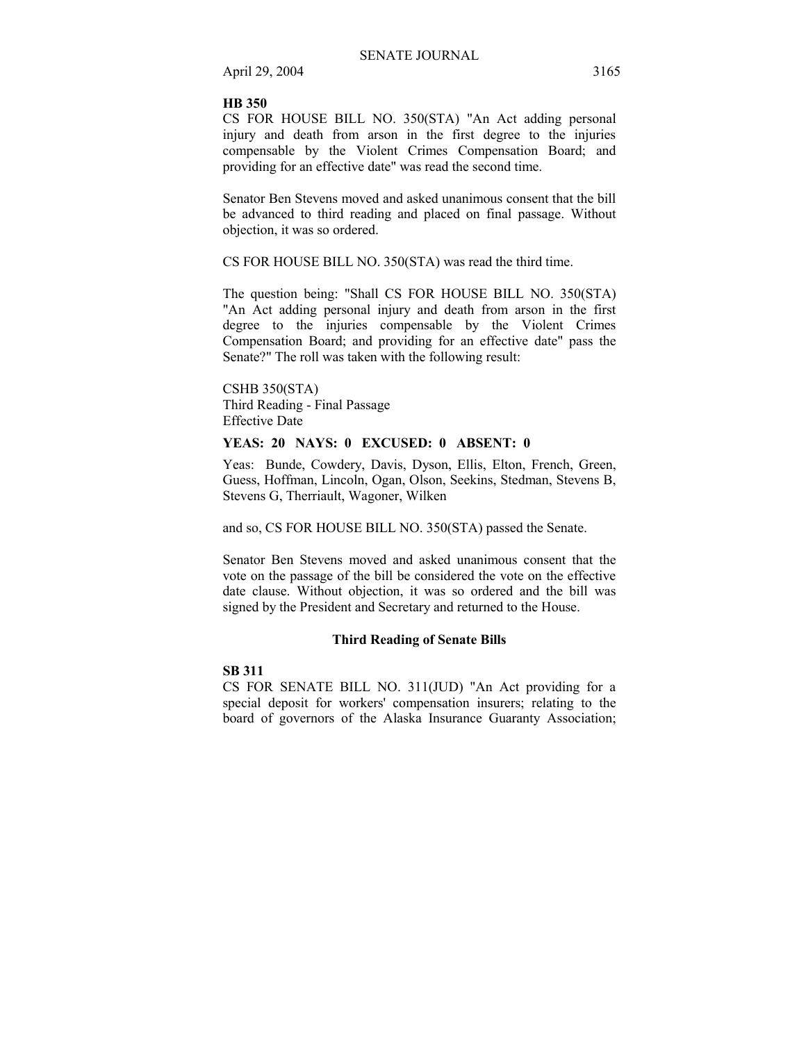**HB 350**

CS FOR HOUSE BILL NO. 350(STA) "An Act adding personal injury and death from arson in the first degree to the injuries compensable by the Violent Crimes Compensation Board; and providing for an effective date" was read the second time.

Senator Ben Stevens moved and asked unanimous consent that the bill be advanced to third reading and placed on final passage. Without objection, it was so ordered.

CS FOR HOUSE BILL NO. 350(STA) was read the third time.

The question being: "Shall CS FOR HOUSE BILL NO. 350(STA) "An Act adding personal injury and death from arson in the first degree to the injuries compensable by the Violent Crimes Compensation Board; and providing for an effective date" pass the Senate?" The roll was taken with the following result:

CSHB 350(STA)
Third Reading - Final Passage
Effective Date

**YEAS: 20 NAYS: 0 EXCUSED: 0 ABSENT: 0**

Yeas: Bunde, Cowdery, Davis, Dyson, Ellis, Elton, French, Green, Guess, Hoffman, Lincoln, Ogan, Olson, Seekins, Stedman, Stevens B, Stevens G, Therriault, Wagoner, Wilken

and so, CS FOR HOUSE BILL NO. 350(STA) passed the Senate.

Senator Ben Stevens moved and asked unanimous consent that the vote on the passage of the bill be considered the vote on the effective date clause. Without objection, it was so ordered and the bill was signed by the President and Secretary and returned to the House.

### Third Reading of Senate Bills

**SB 311**

CS FOR SENATE BILL NO. 311(JUD) "An Act providing for a special deposit for workers' compensation insurers; relating to the board of governors of the Alaska Insurance Guaranty Association;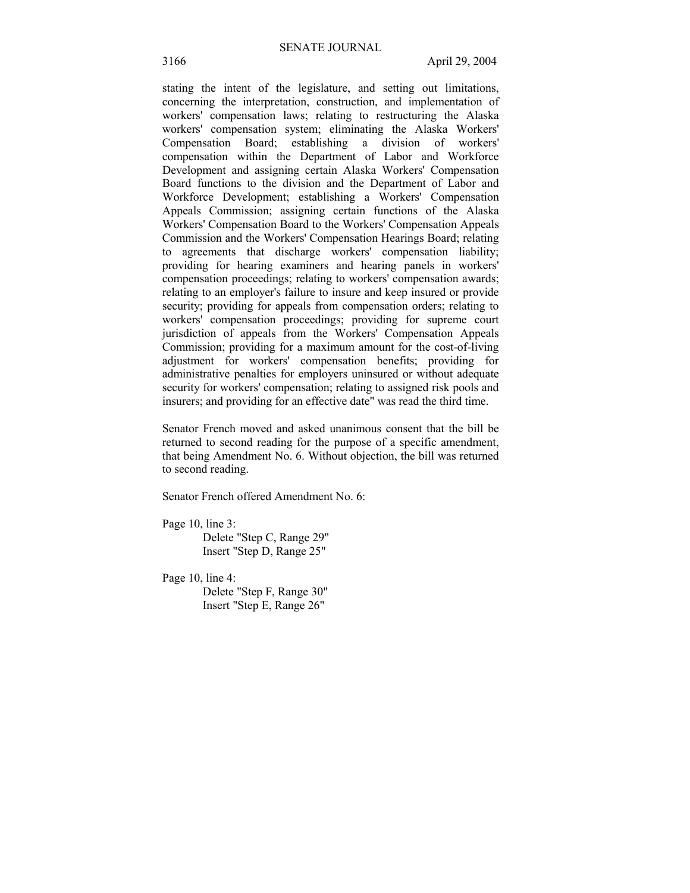stating the intent of the legislature, and setting out limitations, concerning the interpretation, construction, and implementation of workers' compensation laws; relating to restructuring the Alaska workers' compensation system; eliminating the Alaska Workers' Compensation Board; establishing a division of workers' compensation within the Department of Labor and Workforce Development and assigning certain Alaska Workers' Compensation Board functions to the division and the Department of Labor and Workforce Development; establishing a Workers' Compensation Appeals Commission; assigning certain functions of the Alaska Workers' Compensation Board to the Workers' Compensation Appeals Commission and the Workers' Compensation Hearings Board; relating to agreements that discharge workers' compensation liability; providing for hearing examiners and hearing panels in workers' compensation proceedings; relating to workers' compensation awards; relating to an employer's failure to insure and keep insured or provide security; providing for appeals from compensation orders; relating to workers' compensation proceedings; providing for supreme court jurisdiction of appeals from the Workers' Compensation Appeals Commission; providing for a maximum amount for the cost-of-living adjustment for workers' compensation benefits; providing for administrative penalties for employers uninsured or without adequate security for workers' compensation; relating to assigned risk pools and insurers; and providing for an effective date" was read the third time.

Senator French moved and asked unanimous consent that the bill be returned to second reading for the purpose of a specific amendment, that being Amendment No. 6. Without objection, the bill was returned to second reading.

Senator French offered Amendment No. 6:

Page 10, line 3:
Delete "Step C, Range 29"
Insert "Step D, Range 25"

Page 10, line 4:
Delete "Step F, Range 30"
Insert "Step E, Range 26"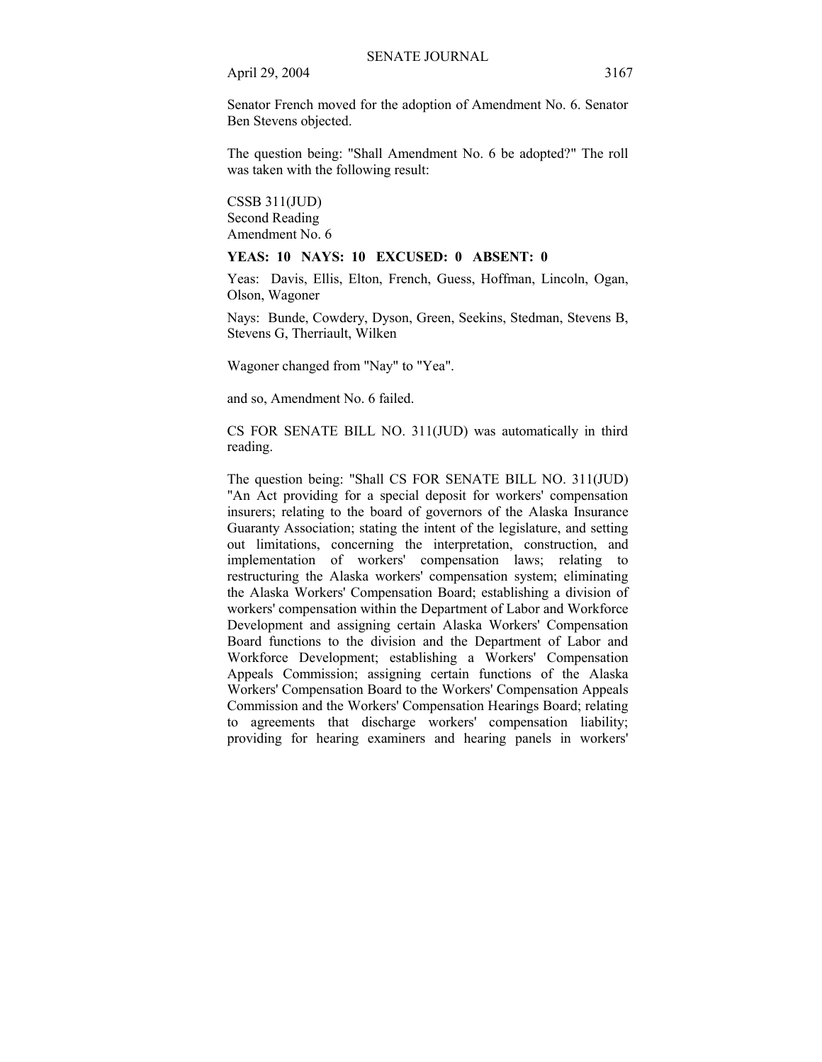Senator French moved for the adoption of Amendment No. 6. Senator Ben Stevens objected.

The question being: "Shall Amendment No. 6 be adopted?" The roll was taken with the following result:

CSSB 311(JUD)
Second Reading
Amendment No. 6

**YEAS: 10 NAYS: 10 EXCUSED: 0 ABSENT: 0**

Yeas: Davis, Ellis, Elton, French, Guess, Hoffman, Lincoln, Ogan, Olson, Wagoner

Nays: Bunde, Cowdery, Dyson, Green, Seekins, Stedman, Stevens B, Stevens G, Therriault, Wilken

Wagoner changed from "Nay" to "Yea".

and so, Amendment No. 6 failed.

CS FOR SENATE BILL NO. 311(JUD) was automatically in third reading.

The question being: "Shall CS FOR SENATE BILL NO. 311(JUD) "An Act providing for a special deposit for workers' compensation insurers; relating to the board of governors of the Alaska Insurance Guaranty Association; stating the intent of the legislature, and setting out limitations, concerning the interpretation, construction, and implementation of workers' compensation laws; relating to restructuring the Alaska workers' compensation system; eliminating the Alaska Workers' Compensation Board; establishing a division of workers' compensation within the Department of Labor and Workforce Development and assigning certain Alaska Workers' Compensation Board functions to the division and the Department of Labor and Workforce Development; establishing a Workers' Compensation Appeals Commission; assigning certain functions of the Alaska Workers' Compensation Board to the Workers' Compensation Appeals Commission and the Workers' Compensation Hearings Board; relating to agreements that discharge workers' compensation liability; providing for hearing examiners and hearing panels in workers'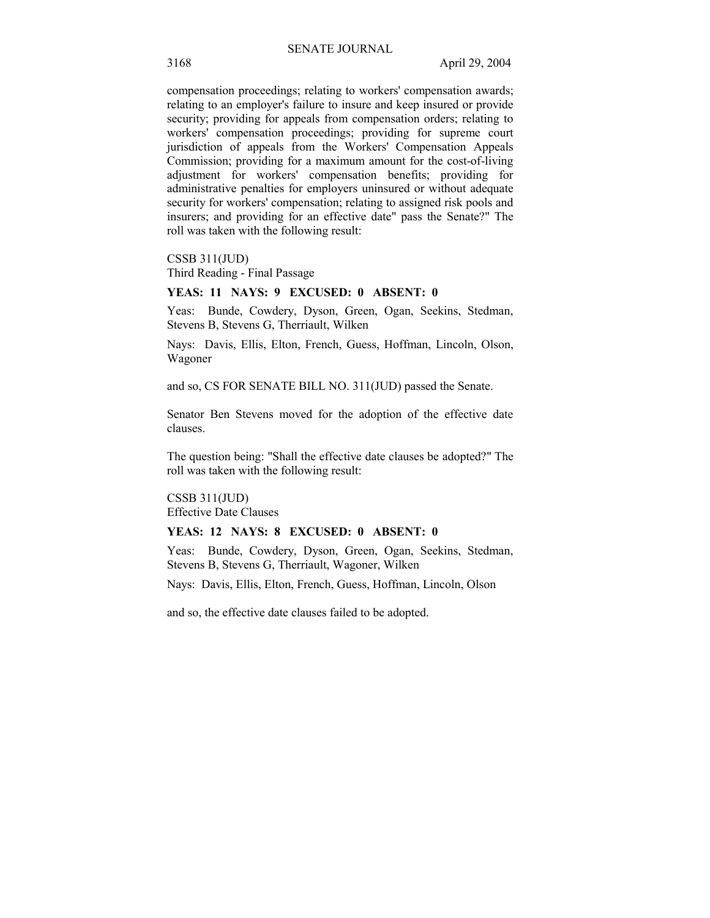compensation proceedings; relating to workers' compensation awards; relating to an employer's failure to insure and keep insured or provide security; providing for appeals from compensation orders; relating to workers' compensation proceedings; providing for supreme court jurisdiction of appeals from the Workers' Compensation Appeals Commission; providing for a maximum amount for the cost-of-living adjustment for workers' compensation benefits; providing for administrative penalties for employers uninsured or without adequate security for workers' compensation; relating to assigned risk pools and insurers; and providing for an effective date" pass the Senate?" The roll was taken with the following result:

CSSB 311(JUD)
Third Reading - Final Passage

**YEAS: 11 NAYS: 9 EXCUSED: 0 ABSENT: 0**

Yeas: Bunde, Cowdery, Dyson, Green, Ogan, Seekins, Stedman, Stevens B, Stevens G, Therriault, Wilken

Nays: Davis, Ellis, Elton, French, Guess, Hoffman, Lincoln, Olson, Wagoner

and so, CS FOR SENATE BILL NO. 311(JUD) passed the Senate.

Senator Ben Stevens moved for the adoption of the effective date clauses.

The question being: "Shall the effective date clauses be adopted?" The roll was taken with the following result:

CSSB 311(JUD)
Effective Date Clauses

**YEAS: 12 NAYS: 8 EXCUSED: 0 ABSENT: 0**

Yeas: Bunde, Cowdery, Dyson, Green, Ogan, Seekins, Stedman, Stevens B, Stevens G, Therriault, Wagoner, Wilken

Nays: Davis, Ellis, Elton, French, Guess, Hoffman, Lincoln, Olson

and so, the effective date clauses failed to be adopted.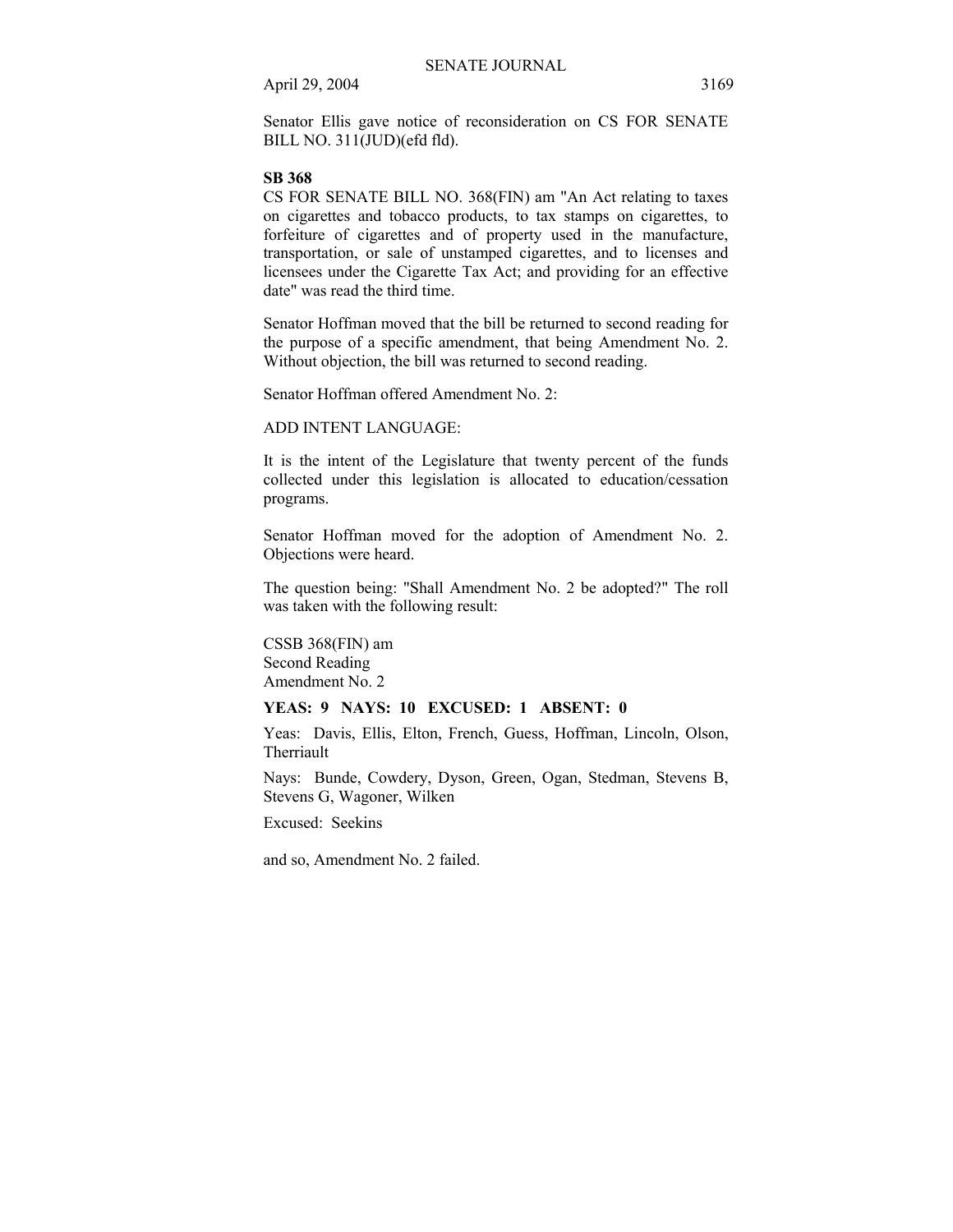Senator Ellis gave notice of reconsideration on CS FOR SENATE BILL NO. 311(JUD)(efd fld).

**SB 368**

CS FOR SENATE BILL NO. 368(FIN) am "An Act relating to taxes on cigarettes and tobacco products, to tax stamps on cigarettes, to forfeiture of cigarettes and of property used in the manufacture, transportation, or sale of unstamped cigarettes, and to licenses and licensees under the Cigarette Tax Act; and providing for an effective date" was read the third time.

Senator Hoffman moved that the bill be returned to second reading for the purpose of a specific amendment, that being Amendment No. 2. Without objection, the bill was returned to second reading.

Senator Hoffman offered Amendment No. 2:

ADD INTENT LANGUAGE:

It is the intent of the Legislature that twenty percent of the funds collected under this legislation is allocated to education/cessation programs.

Senator Hoffman moved for the adoption of Amendment No. 2. Objections were heard.

The question being: "Shall Amendment No. 2 be adopted?" The roll was taken with the following result:

CSSB 368(FIN) am
Second Reading
Amendment No. 2

**YEAS: 9 NAYS: 10 EXCUSED: 1 ABSENT: 0**

Yeas: Davis, Ellis, Elton, French, Guess, Hoffman, Lincoln, Olson, Therriault

Nays: Bunde, Cowdery, Dyson, Green, Ogan, Stedman, Stevens B, Stevens G, Wagoner, Wilken

Excused: Seekins

and so, Amendment No. 2 failed.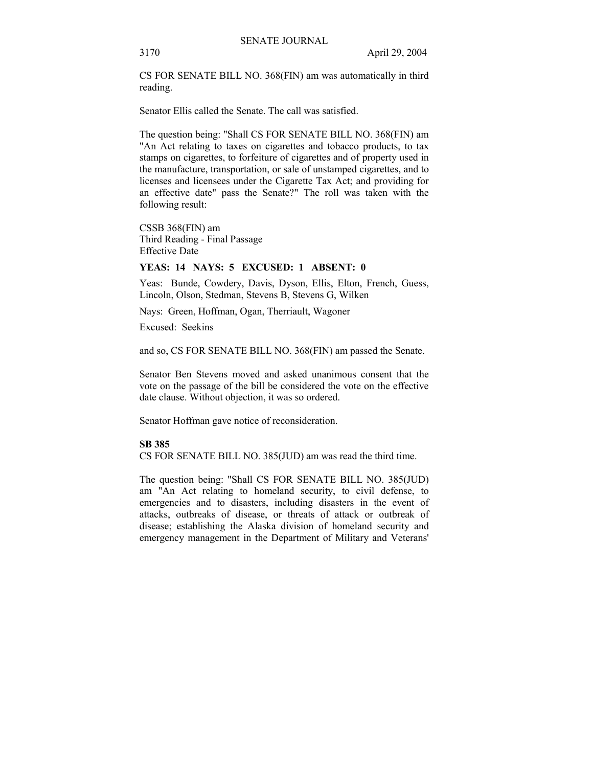CS FOR SENATE BILL NO. 368(FIN) am was automatically in third reading.

Senator Ellis called the Senate. The call was satisfied.

The question being: "Shall CS FOR SENATE BILL NO. 368(FIN) am "An Act relating to taxes on cigarettes and tobacco products, to tax stamps on cigarettes, to forfeiture of cigarettes and of property used in the manufacture, transportation, or sale of unstamped cigarettes, and to licenses and licensees under the Cigarette Tax Act; and providing for an effective date" pass the Senate?" The roll was taken with the following result:

CSSB 368(FIN) am
Third Reading - Final Passage
Effective Date

**YEAS: 14 NAYS: 5 EXCUSED: 1 ABSENT: 0**

Yeas: Bunde, Cowdery, Davis, Dyson, Ellis, Elton, French, Guess, Lincoln, Olson, Stedman, Stevens B, Stevens G, Wilken

Nays: Green, Hoffman, Ogan, Therriault, Wagoner

Excused: Seekins

and so, CS FOR SENATE BILL NO. 368(FIN) am passed the Senate.

Senator Ben Stevens moved and asked unanimous consent that the vote on the passage of the bill be considered the vote on the effective date clause. Without objection, it was so ordered.

Senator Hoffman gave notice of reconsideration.

**SB 385**

CS FOR SENATE BILL NO. 385(JUD) am was read the third time.

The question being: "Shall CS FOR SENATE BILL NO. 385(JUD) am "An Act relating to homeland security, to civil defense, to emergencies and to disasters, including disasters in the event of attacks, outbreaks of disease, or threats of attack or outbreak of disease; establishing the Alaska division of homeland security and emergency management in the Department of Military and Veterans'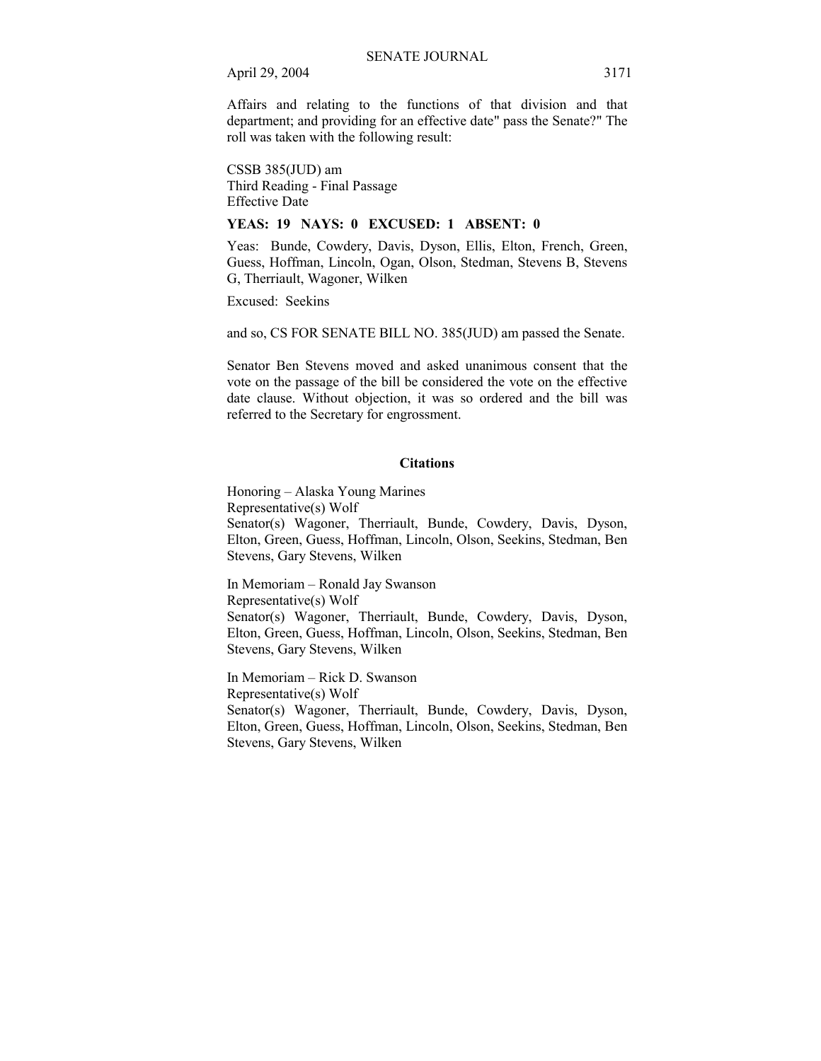Affairs and relating to the functions of that division and that department; and providing for an effective date" pass the Senate?" The roll was taken with the following result:

CSSB 385(JUD) am
Third Reading - Final Passage
Effective Date

**YEAS: 19 NAYS: 0 EXCUSED: 1 ABSENT: 0**

Yeas: Bunde, Cowdery, Davis, Dyson, Ellis, Elton, French, Green, Guess, Hoffman, Lincoln, Ogan, Olson, Stedman, Stevens B, Stevens G, Therriault, Wagoner, Wilken

Excused: Seekins

and so, CS FOR SENATE BILL NO. 385(JUD) am passed the Senate.

Senator Ben Stevens moved and asked unanimous consent that the vote on the passage of the bill be considered the vote on the effective date clause. Without objection, it was so ordered and the bill was referred to the Secretary for engrossment.

## Citations

Honoring – Alaska Young Marines
Representative(s) Wolf
Senator(s) Wagoner, Therriault, Bunde, Cowdery, Davis, Dyson, Elton, Green, Guess, Hoffman, Lincoln, Olson, Seekins, Stedman, Ben Stevens, Gary Stevens, Wilken

In Memoriam – Ronald Jay Swanson
Representative(s) Wolf
Senator(s) Wagoner, Therriault, Bunde, Cowdery, Davis, Dyson, Elton, Green, Guess, Hoffman, Lincoln, Olson, Seekins, Stedman, Ben Stevens, Gary Stevens, Wilken

In Memoriam – Rick D. Swanson
Representative(s) Wolf
Senator(s) Wagoner, Therriault, Bunde, Cowdery, Davis, Dyson, Elton, Green, Guess, Hoffman, Lincoln, Olson, Seekins, Stedman, Ben Stevens, Gary Stevens, Wilken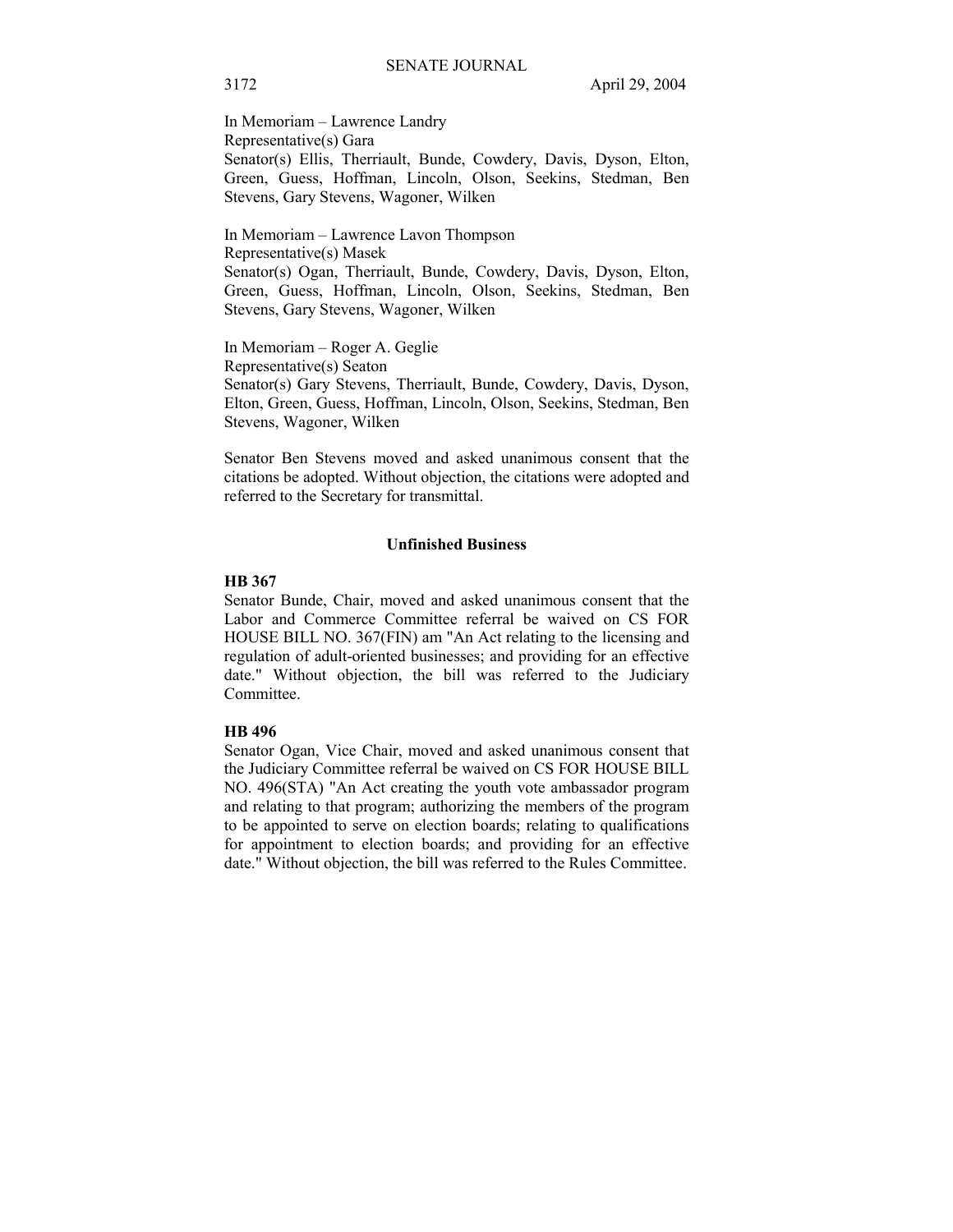In Memoriam – Lawrence Landry
Representative(s) Gara
Senator(s) Ellis, Therriault, Bunde, Cowdery, Davis, Dyson, Elton, Green, Guess, Hoffman, Lincoln, Olson, Seekins, Stedman, Ben Stevens, Gary Stevens, Wagoner, Wilken

In Memoriam – Lawrence Lavon Thompson
Representative(s) Masek
Senator(s) Ogan, Therriault, Bunde, Cowdery, Davis, Dyson, Elton, Green, Guess, Hoffman, Lincoln, Olson, Seekins, Stedman, Ben Stevens, Gary Stevens, Wagoner, Wilken

In Memoriam – Roger A. Geglie
Representative(s) Seaton
Senator(s) Gary Stevens, Therriault, Bunde, Cowdery, Davis, Dyson, Elton, Green, Guess, Hoffman, Lincoln, Olson, Seekins, Stedman, Ben Stevens, Wagoner, Wilken

Senator Ben Stevens moved and asked unanimous consent that the citations be adopted. Without objection, the citations were adopted and referred to the Secretary for transmittal.

## Unfinished Business

**HB 367**

Senator Bunde, Chair, moved and asked unanimous consent that the Labor and Commerce Committee referral be waived on CS FOR HOUSE BILL NO. 367(FIN) am "An Act relating to the licensing and regulation of adult-oriented businesses; and providing for an effective date." Without objection, the bill was referred to the Judiciary Committee.

**HB 496**

Senator Ogan, Vice Chair, moved and asked unanimous consent that the Judiciary Committee referral be waived on CS FOR HOUSE BILL NO. 496(STA) "An Act creating the youth vote ambassador program and relating to that program; authorizing the members of the program to be appointed to serve on election boards; relating to qualifications for appointment to election boards; and providing for an effective date." Without objection, the bill was referred to the Rules Committee.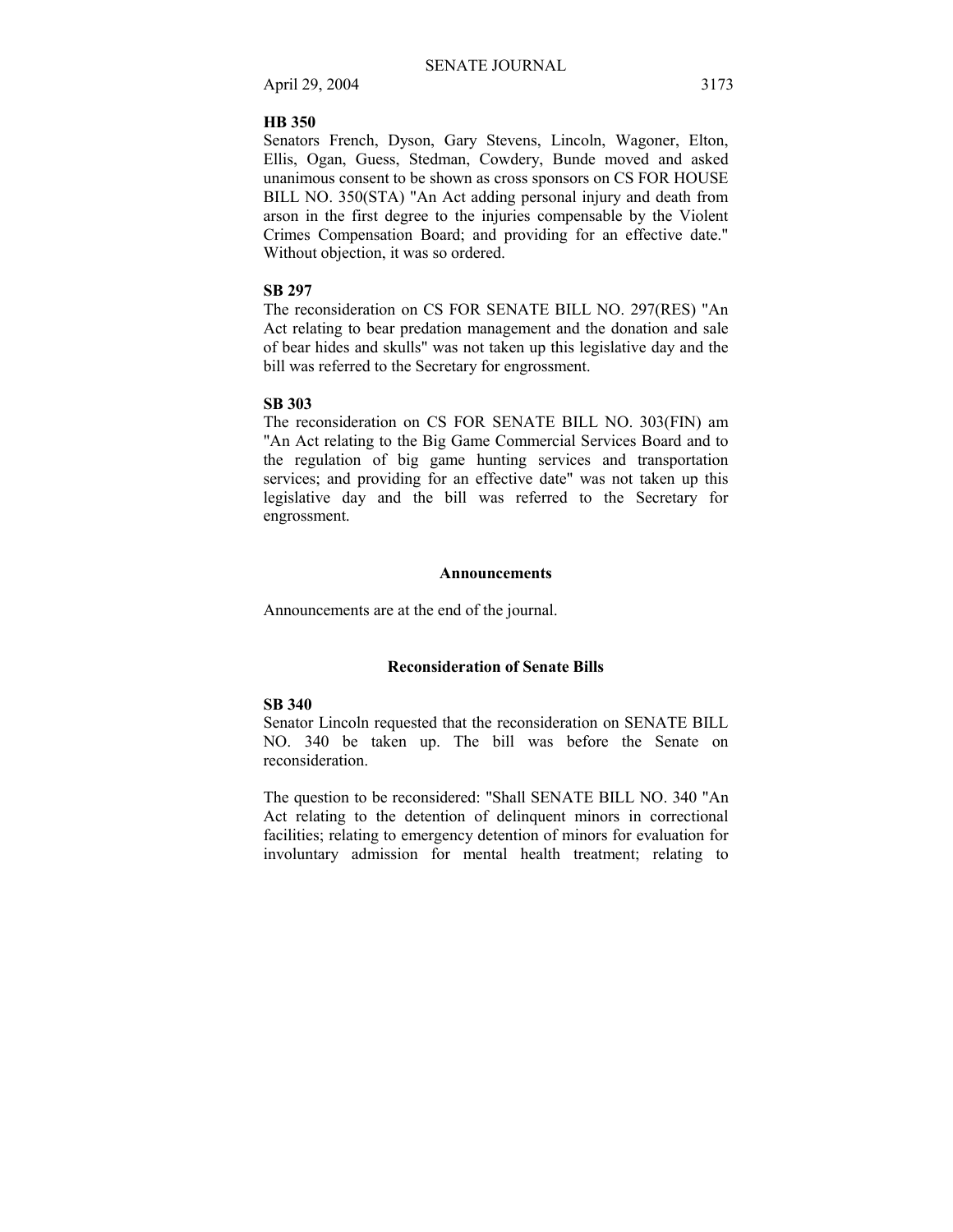**HB 350**

Senators French, Dyson, Gary Stevens, Lincoln, Wagoner, Elton, Ellis, Ogan, Guess, Stedman, Cowdery, Bunde moved and asked unanimous consent to be shown as cross sponsors on CS FOR HOUSE BILL NO. 350(STA) "An Act adding personal injury and death from arson in the first degree to the injuries compensable by the Violent Crimes Compensation Board; and providing for an effective date." Without objection, it was so ordered.

**SB 297**

The reconsideration on CS FOR SENATE BILL NO. 297(RES) "An Act relating to bear predation management and the donation and sale of bear hides and skulls" was not taken up this legislative day and the bill was referred to the Secretary for engrossment.

**SB 303**

The reconsideration on CS FOR SENATE BILL NO. 303(FIN) am "An Act relating to the Big Game Commercial Services Board and to the regulation of big game hunting services and transportation services; and providing for an effective date" was not taken up this legislative day and the bill was referred to the Secretary for engrossment.

## Announcements

Announcements are at the end of the journal.

## Reconsideration of Senate Bills

**SB 340**

Senator Lincoln requested that the reconsideration on SENATE BILL NO. 340 be taken up. The bill was before the Senate on reconsideration.

The question to be reconsidered: "Shall SENATE BILL NO. 340 "An Act relating to the detention of delinquent minors in correctional facilities; relating to emergency detention of minors for evaluation for involuntary admission for mental health treatment; relating to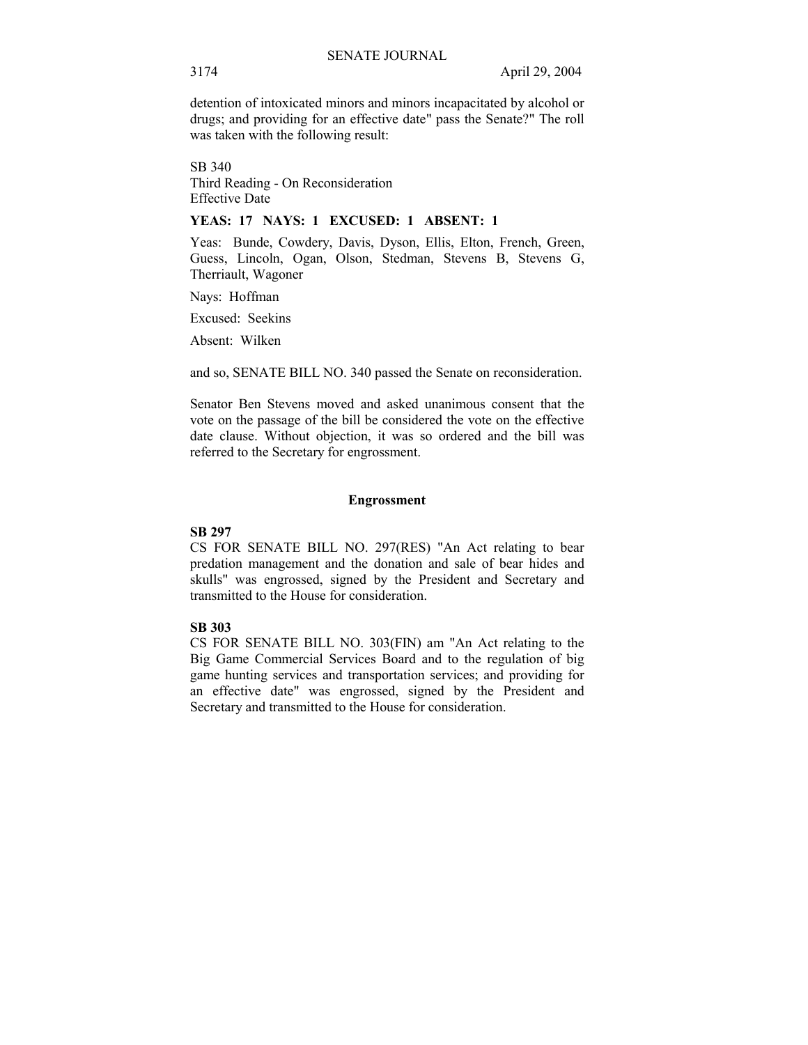detention of intoxicated minors and minors incapacitated by alcohol or drugs; and providing for an effective date" pass the Senate?" The roll was taken with the following result:

SB 340
Third Reading - On Reconsideration
Effective Date

**YEAS: 17 NAYS: 1 EXCUSED: 1 ABSENT: 1**

Yeas: Bunde, Cowdery, Davis, Dyson, Ellis, Elton, French, Green, Guess, Lincoln, Ogan, Olson, Stedman, Stevens B, Stevens G, Therriault, Wagoner

Nays: Hoffman

Excused: Seekins

Absent: Wilken

and so, SENATE BILL NO. 340 passed the Senate on reconsideration.

Senator Ben Stevens moved and asked unanimous consent that the vote on the passage of the bill be considered the vote on the effective date clause. Without objection, it was so ordered and the bill was referred to the Secretary for engrossment.

## Engrossment

**SB 297**

CS FOR SENATE BILL NO. 297(RES) "An Act relating to bear predation management and the donation and sale of bear hides and skulls" was engrossed, signed by the President and Secretary and transmitted to the House for consideration.

**SB 303**

CS FOR SENATE BILL NO. 303(FIN) am "An Act relating to the Big Game Commercial Services Board and to the regulation of big game hunting services and transportation services; and providing for an effective date" was engrossed, signed by the President and Secretary and transmitted to the House for consideration.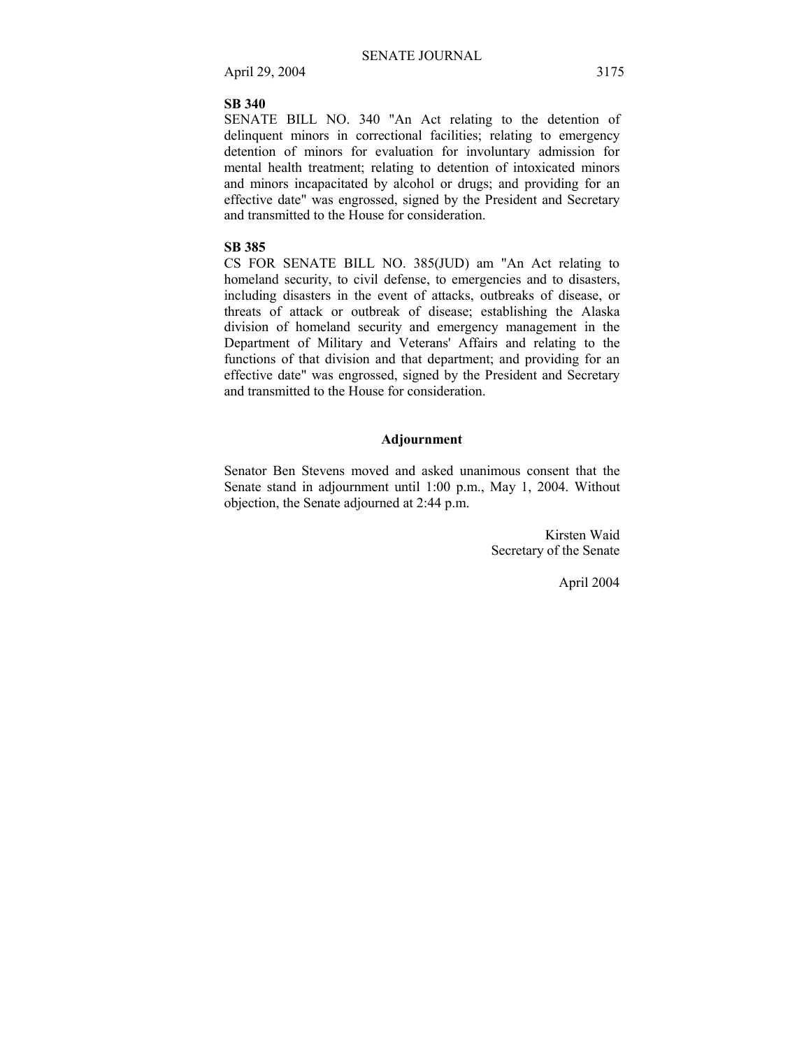**SB 340**

SENATE BILL NO. 340 "An Act relating to the detention of delinquent minors in correctional facilities; relating to emergency detention of minors for evaluation for involuntary admission for mental health treatment; relating to detention of intoxicated minors and minors incapacitated by alcohol or drugs; and providing for an effective date" was engrossed, signed by the President and Secretary and transmitted to the House for consideration.

**SB 385**

CS FOR SENATE BILL NO. 385(JUD) am "An Act relating to homeland security, to civil defense, to emergencies and to disasters, including disasters in the event of attacks, outbreaks of disease, or threats of attack or outbreak of disease; establishing the Alaska division of homeland security and emergency management in the Department of Military and Veterans' Affairs and relating to the functions of that division and that department; and providing for an effective date" was engrossed, signed by the President and Secretary and transmitted to the House for consideration.

## Adjournment

Senator Ben Stevens moved and asked unanimous consent that the Senate stand in adjournment until 1:00 p.m., May 1, 2004. Without objection, the Senate adjourned at 2:44 p.m.

Kirsten Waid
Secretary of the Senate

April 2004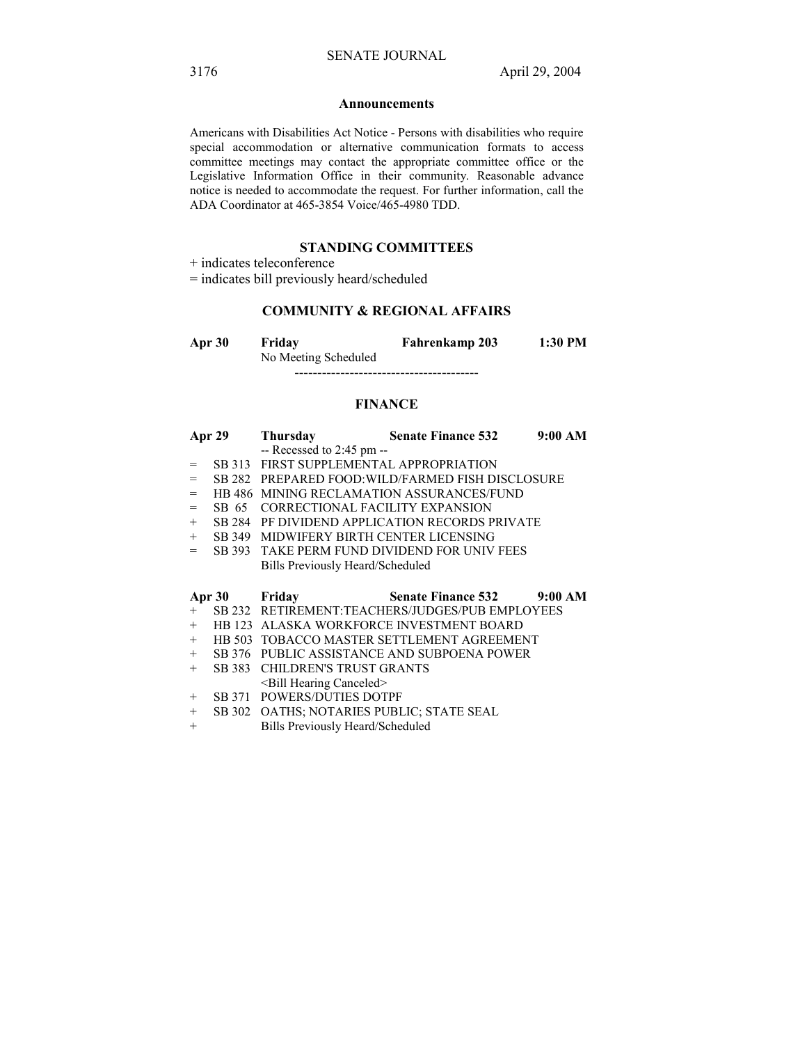## Announcements

Americans with Disabilities Act Notice - Persons with disabilities who require special accommodation or alternative communication formats to access committee meetings may contact the appropriate committee office or the Legislative Information Office in their community. Reasonable advance notice is needed to accommodate the request. For further information, call the ADA Coordinator at 465-3854 Voice/465-4980 TDD.

## STANDING COMMITTEES

+ indicates teleconference
= indicates bill previously heard/scheduled

### COMMUNITY & REGIONAL AFFAIRS

**Apr 30 Friday Fahrenkamp 203 1:30 PM**
No Meeting Scheduled
----------------------------------------

### FINANCE

**Apr 29 Thursday Senate Finance 532 9:00 AM**
-- Recessed to 2:45 pm --

| | | |
|---|---|---|
| = | SB 313 | FIRST SUPPLEMENTAL APPROPRIATION |
| = | SB 282 | PREPARED FOOD:WILD/FARMED FISH DISCLOSURE |
| = | HB 486 | MINING RECLAMATION ASSURANCES/FUND |
| = | SB 65 | CORRECTIONAL FACILITY EXPANSION |
| + | SB 284 | PF DIVIDEND APPLICATION RECORDS PRIVATE |
| + | SB 349 | MIDWIFERY BIRTH CENTER LICENSING |
| = | SB 393 | TAKE PERM FUND DIVIDEND FOR UNIV FEES |
| | | Bills Previously Heard/Scheduled |

**Apr 30 Friday Senate Finance 532 9:00 AM**

| | | |
|---|---|---|
| + | SB 232 | RETIREMENT:TEACHERS/JUDGES/PUB EMPLOYEES |
| + | HB 123 | ALASKA WORKFORCE INVESTMENT BOARD |
| + | HB 503 | TOBACCO MASTER SETTLEMENT AGREEMENT |
| + | SB 376 | PUBLIC ASSISTANCE AND SUBPOENA POWER |
| + | SB 383 | CHILDREN'S TRUST GRANTS |
| | | <Bill Hearing Canceled> |
| + | SB 371 | POWERS/DUTIES DOTPF |
| + | SB 302 | OATHS; NOTARIES PUBLIC; STATE SEAL |
| + | | Bills Previously Heard/Scheduled |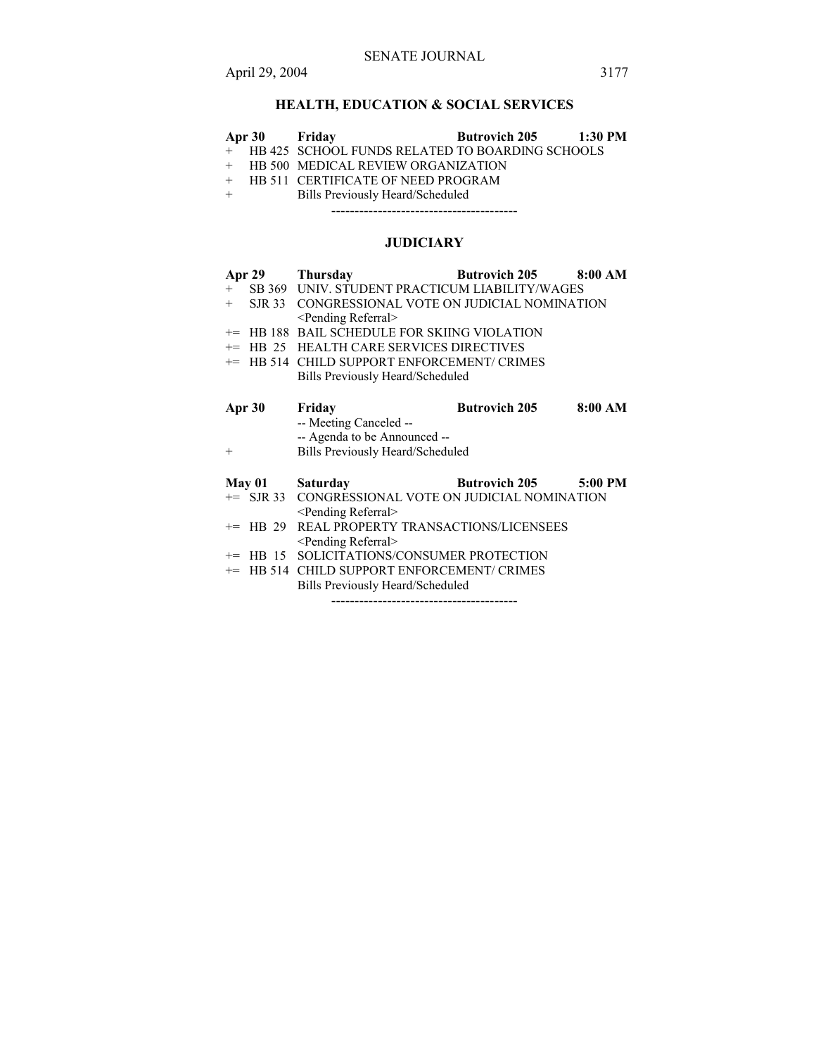### HEALTH, EDUCATION & SOCIAL SERVICES

**Apr 30 Friday Butrovich 205 1:30 PM**

+ HB 425 SCHOOL FUNDS RELATED TO BOARDING SCHOOLS
+ HB 500 MEDICAL REVIEW ORGANIZATION
+ HB 511 CERTIFICATE OF NEED PROGRAM
+ Bills Previously Heard/Scheduled

----------------------------------------

### JUDICIARY

**Apr 29 Thursday Butrovich 205 8:00 AM**

+ SB 369 UNIV. STUDENT PRACTICUM LIABILITY/WAGES
+ SJR 33 CONGRESSIONAL VOTE ON JUDICIAL NOMINATION <Pending Referral>
+= HB 188 BAIL SCHEDULE FOR SKIING VIOLATION
+= HB 25 HEALTH CARE SERVICES DIRECTIVES
+= HB 514 CHILD SUPPORT ENFORCEMENT/ CRIMES
Bills Previously Heard/Scheduled

**Apr 30 Friday Butrovich 205 8:00 AM**

-- Meeting Canceled --
-- Agenda to be Announced --
+ Bills Previously Heard/Scheduled

**May 01 Saturday Butrovich 205 5:00 PM**

+= SJR 33 CONGRESSIONAL VOTE ON JUDICIAL NOMINATION <Pending Referral>
+= HB 29 REAL PROPERTY TRANSACTIONS/LICENSEES <Pending Referral>
+= HB 15 SOLICITATIONS/CONSUMER PROTECTION
+= HB 514 CHILD SUPPORT ENFORCEMENT/ CRIMES
Bills Previously Heard/Scheduled

----------------------------------------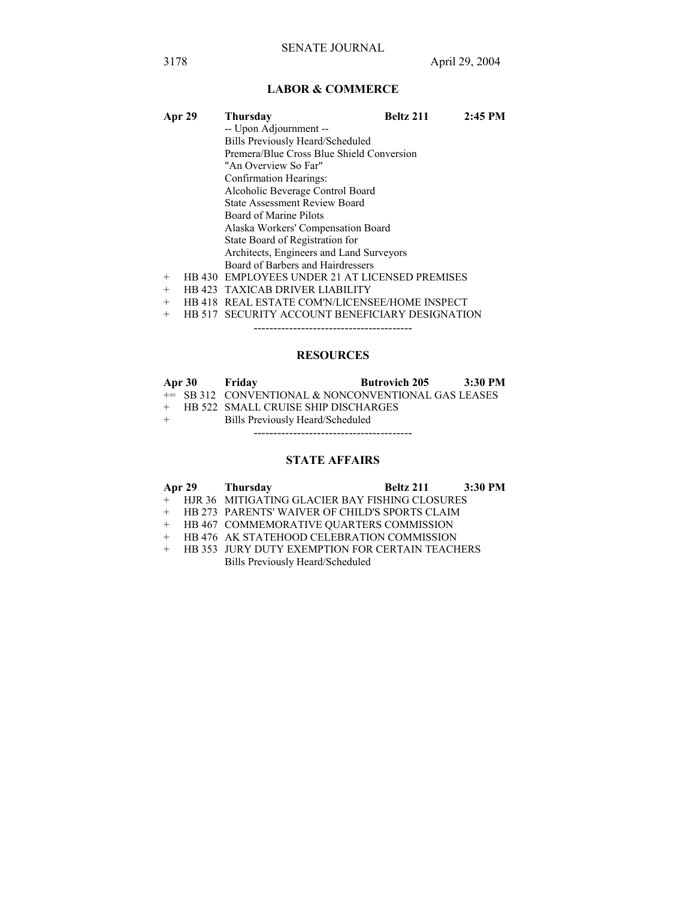## LABOR & COMMERCE

**Apr 29 Thursday Beltz 211 2:45 PM**

-- Upon Adjournment --
Bills Previously Heard/Scheduled
Premera/Blue Cross Blue Shield Conversion
"An Overview So Far"
Confirmation Hearings:
Alcoholic Beverage Control Board
State Assessment Review Board
Board of Marine Pilots
Alaska Workers' Compensation Board
State Board of Registration for
Architects, Engineers and Land Surveyors
Board of Barbers and Hairdressers

+ HB 430 EMPLOYEES UNDER 21 AT LICENSED PREMISES
+ HB 423 TAXICAB DRIVER LIABILITY
+ HB 418 REAL ESTATE COM'N/LICENSEE/HOME INSPECT
+ HB 517 SECURITY ACCOUNT BENEFICIARY DESIGNATION

----------------------------------------

## RESOURCES

**Apr 30 Friday Butrovich 205 3:30 PM**

+= SB 312 CONVENTIONAL & NONCONVENTIONAL GAS LEASES
+ HB 522 SMALL CRUISE SHIP DISCHARGES
+ Bills Previously Heard/Scheduled

----------------------------------------

## STATE AFFAIRS

**Apr 29 Thursday Beltz 211 3:30 PM**

+ HJR 36 MITIGATING GLACIER BAY FISHING CLOSURES
+ HB 273 PARENTS' WAIVER OF CHILD'S SPORTS CLAIM
+ HB 467 COMMEMORATIVE QUARTERS COMMISSION
+ HB 476 AK STATEHOOD CELEBRATION COMMISSION
+ HB 353 JURY DUTY EXEMPTION FOR CERTAIN TEACHERS

Bills Previously Heard/Scheduled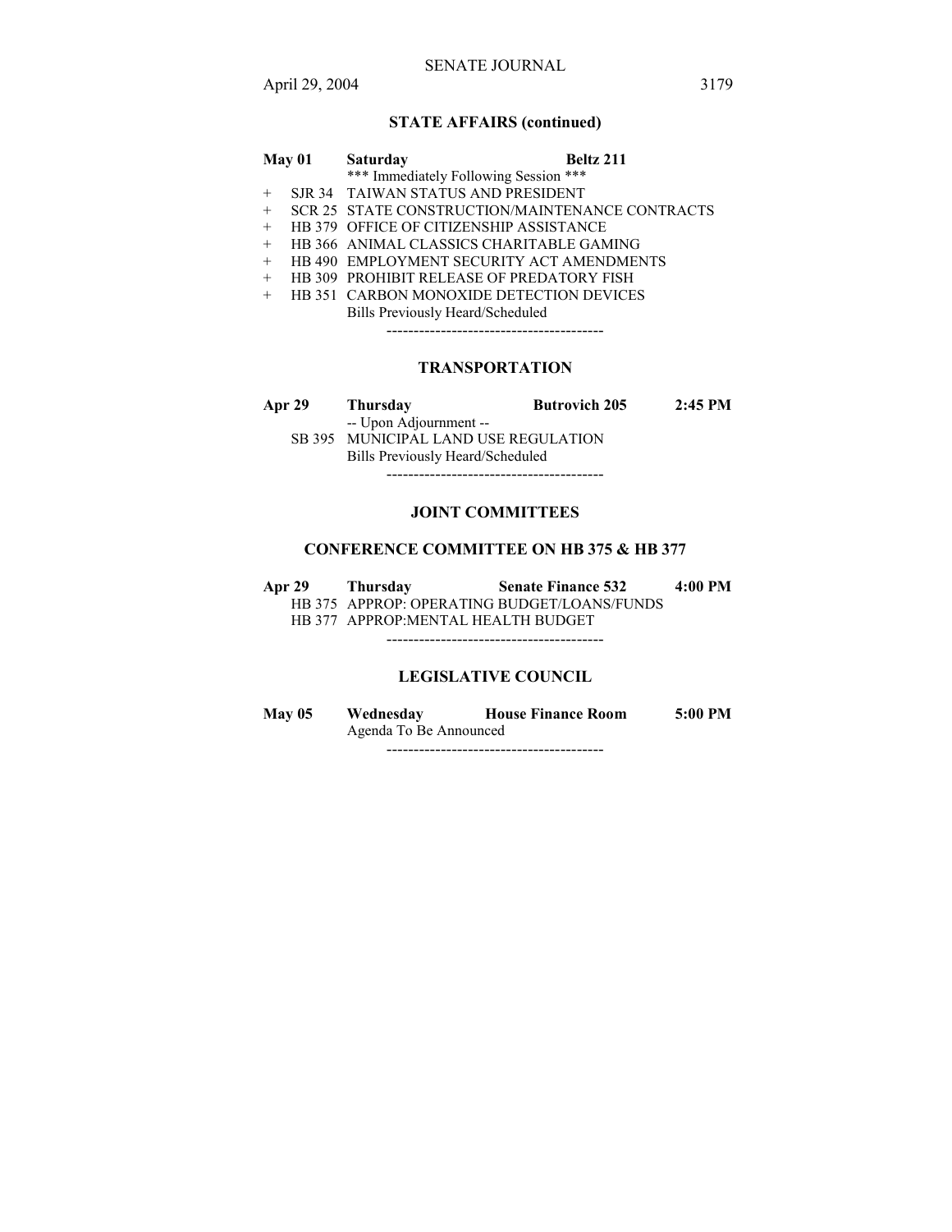**STATE AFFAIRS (continued)**

**May 01 Saturday Beltz 211**

\*\*\* Immediately Following Session \*\*\*

\+ SJR 34 TAIWAN STATUS AND PRESIDENT
\+ SCR 25 STATE CONSTRUCTION/MAINTENANCE CONTRACTS
\+ HB 379 OFFICE OF CITIZENSHIP ASSISTANCE
\+ HB 366 ANIMAL CLASSICS CHARITABLE GAMING
\+ HB 490 EMPLOYMENT SECURITY ACT AMENDMENTS
\+ HB 309 PROHIBIT RELEASE OF PREDATORY FISH
\+ HB 351 CARBON MONOXIDE DETECTION DEVICES

Bills Previously Heard/Scheduled

----------------------------------------

**TRANSPORTATION**

**Apr 29 Thursday Butrovich 205 2:45 PM**

-- Upon Adjournment --

SB 395 MUNICIPAL LAND USE REGULATION

Bills Previously Heard/Scheduled

----------------------------------------

**JOINT COMMITTEES**

**CONFERENCE COMMITTEE ON HB 375 & HB 377**

**Apr 29 Thursday Senate Finance 532 4:00 PM**

HB 375 APPROP: OPERATING BUDGET/LOANS/FUNDS
HB 377 APPROP:MENTAL HEALTH BUDGET

----------------------------------------

**LEGISLATIVE COUNCIL**

**May 05 Wednesday House Finance Room 5:00 PM**

Agenda To Be Announced

----------------------------------------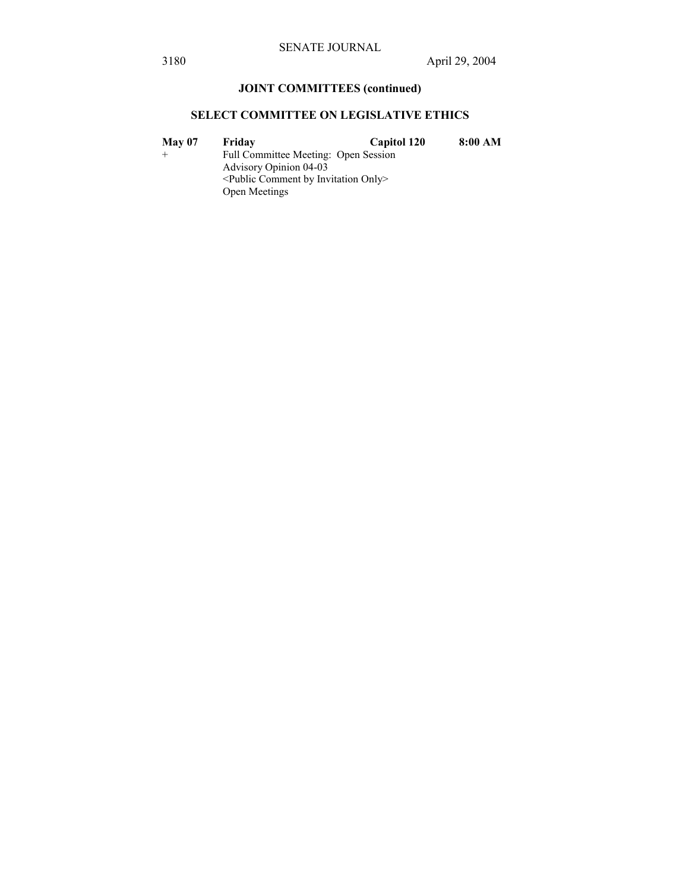## JOINT COMMITTEES (continued)

### SELECT COMMITTEE ON LEGISLATIVE ETHICS

| | | | |
|---|---|---|---|
| **May 07** | **Friday** | **Capitol 120** | **8:00 AM** |
| + | Full Committee Meeting: Open Session<br>Advisory Opinion 04-03<br><Public Comment by Invitation Only><br>Open Meetings | | |